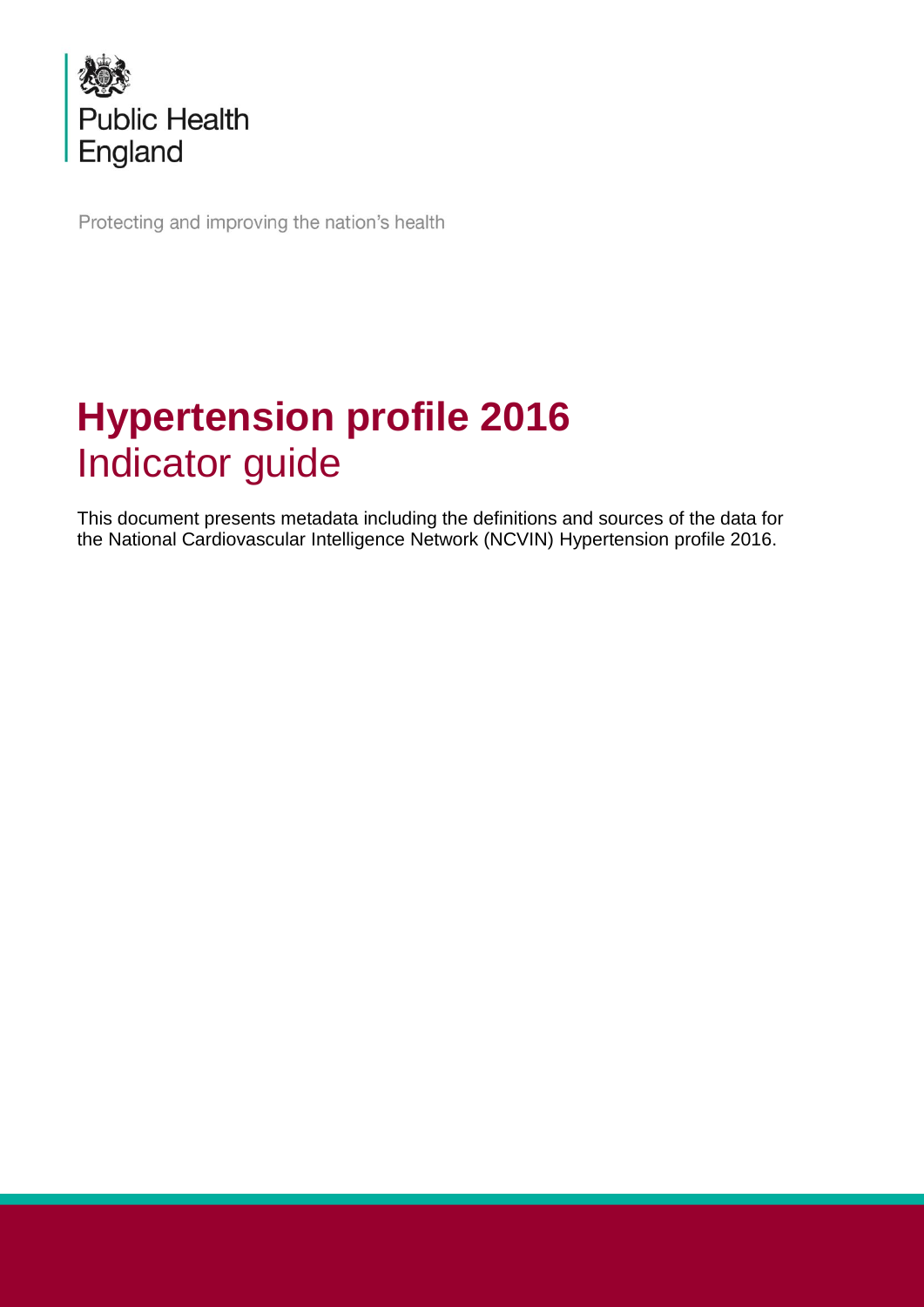Public Health England

Protecting and improving the nation's health

# **Hypertension profile 2016**
## Indicator guide

This document presents metadata including the definitions and sources of the data for the National Cardiovascular Intelligence Network (NCVIN) Hypertension profile 2016.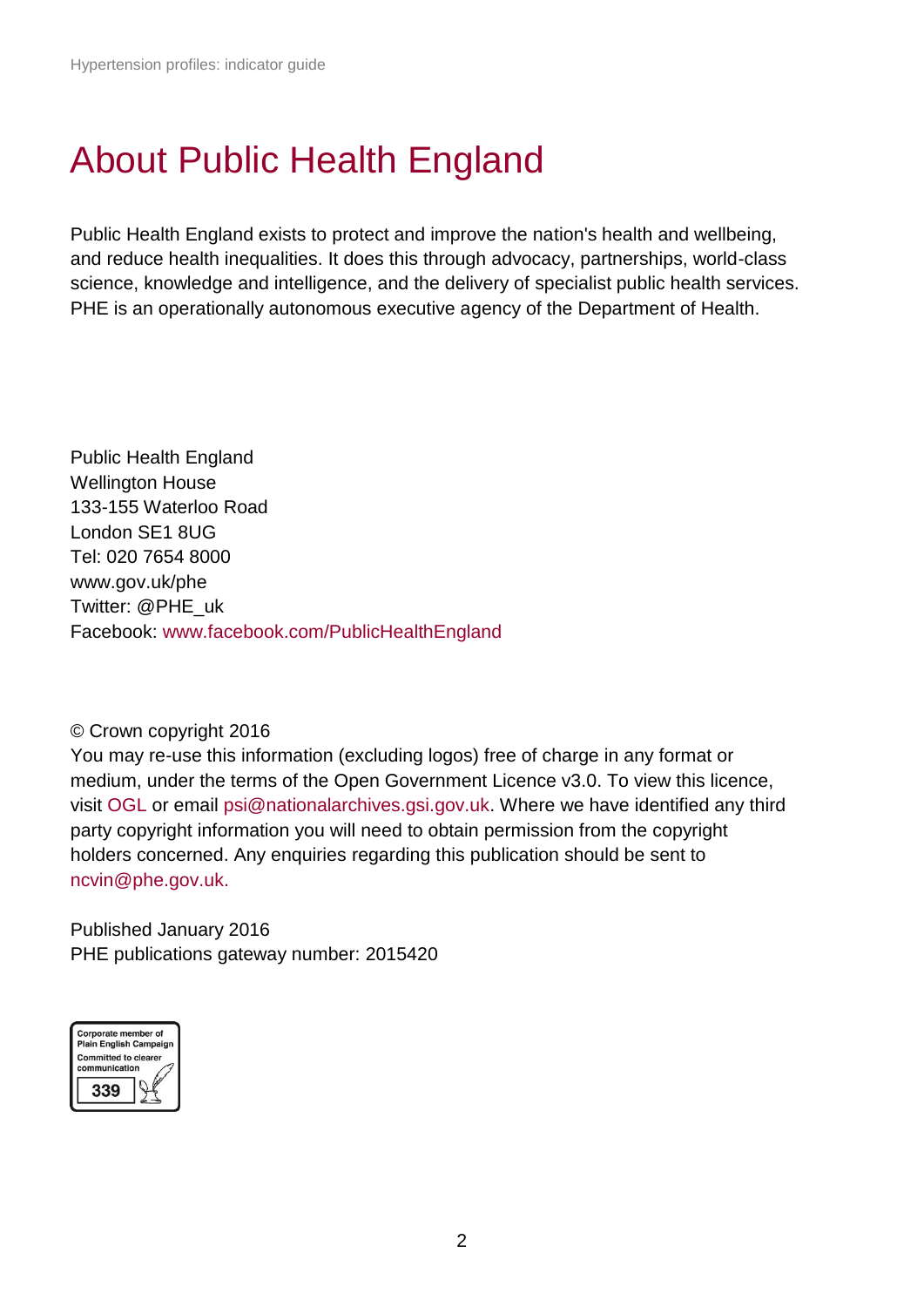# About Public Health England

Public Health England exists to protect and improve the nation's health and wellbeing, and reduce health inequalities. It does this through advocacy, partnerships, world-class science, knowledge and intelligence, and the delivery of specialist public health services. PHE is an operationally autonomous executive agency of the Department of Health.

Public Health England
Wellington House
133-155 Waterloo Road
London SE1 8UG
Tel: 020 7654 8000
www.gov.uk/phe
Twitter: @PHE_uk
Facebook: www.facebook.com/PublicHealthEngland

© Crown copyright 2016
You may re-use this information (excluding logos) free of charge in any format or medium, under the terms of the Open Government Licence v3.0. To view this licence, visit OGL or email psi@nationalarchives.gsi.gov.uk. Where we have identified any third party copyright information you will need to obtain permission from the copyright holders concerned. Any enquiries regarding this publication should be sent to ncvin@phe.gov.uk.

Published January 2016
PHE publications gateway number: 2015420

Corporate member of Plain English Campaign
Committed to clearer communication
339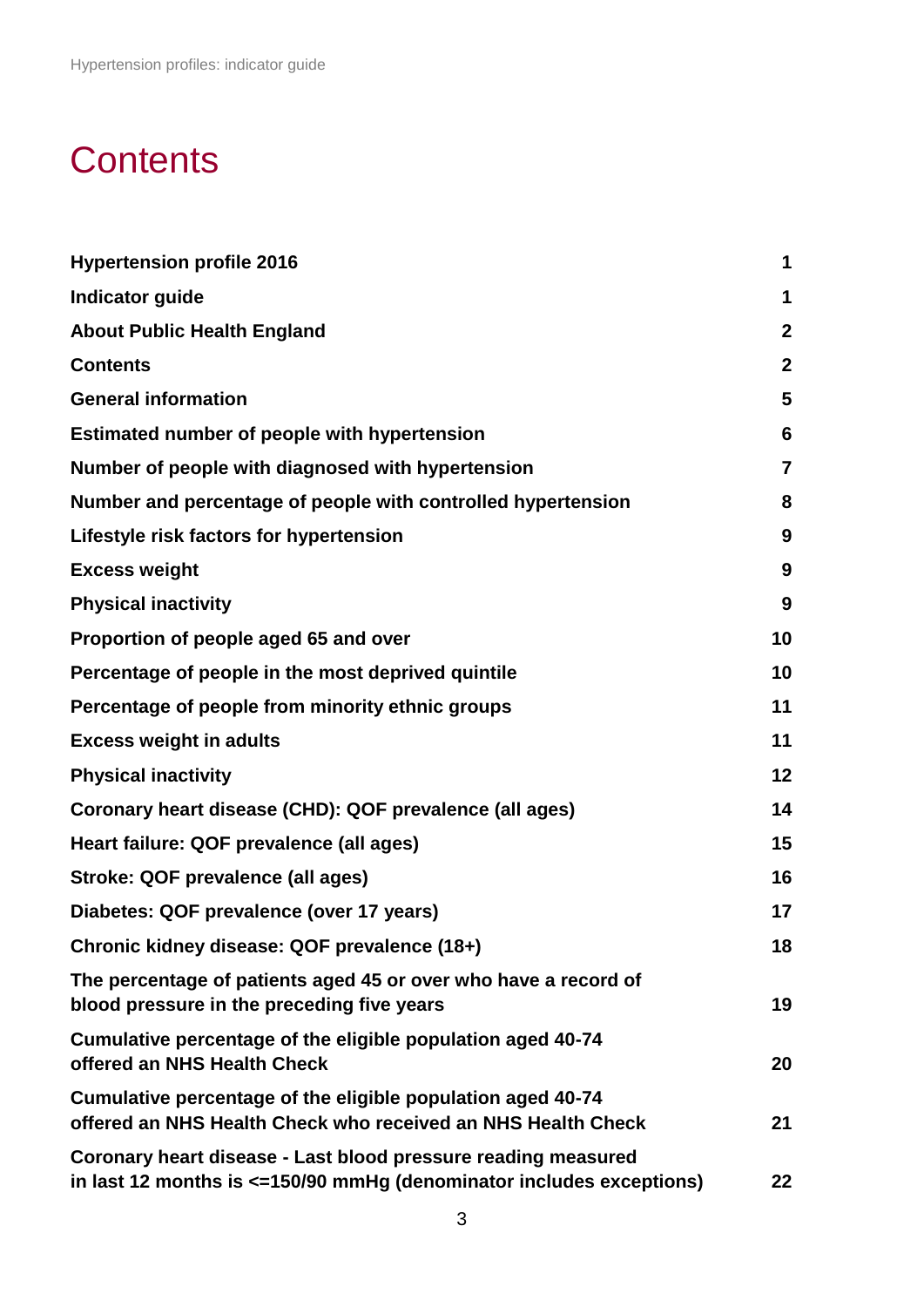# Contents

| | |
|---|---|
| **Hypertension profile 2016** | **1** |
| **Indicator guide** | **1** |
| **About Public Health England** | **2** |
| **Contents** | **2** |
| **General information** | **5** |
| **Estimated number of people with hypertension** | **6** |
| **Number of people with diagnosed with hypertension** | **7** |
| **Number and percentage of people with controlled hypertension** | **8** |
| **Lifestyle risk factors for hypertension** | **9** |
| **Excess weight** | **9** |
| **Physical inactivity** | **9** |
| **Proportion of people aged 65 and over** | **10** |
| **Percentage of people in the most deprived quintile** | **10** |
| **Percentage of people from minority ethnic groups** | **11** |
| **Excess weight in adults** | **11** |
| **Physical inactivity** | **12** |
| **Coronary heart disease (CHD): QOF prevalence (all ages)** | **14** |
| **Heart failure: QOF prevalence (all ages)** | **15** |
| **Stroke: QOF prevalence (all ages)** | **16** |
| **Diabetes: QOF prevalence (over 17 years)** | **17** |
| **Chronic kidney disease: QOF prevalence (18+)** | **18** |
| **The percentage of patients aged 45 or over who have a record of blood pressure in the preceding five years** | **19** |
| **Cumulative percentage of the eligible population aged 40-74 offered an NHS Health Check** | **20** |
| **Cumulative percentage of the eligible population aged 40-74 offered an NHS Health Check who received an NHS Health Check** | **21** |
| **Coronary heart disease - Last blood pressure reading measured in last 12 months is <=150/90 mmHg (denominator includes exceptions)** | **22** |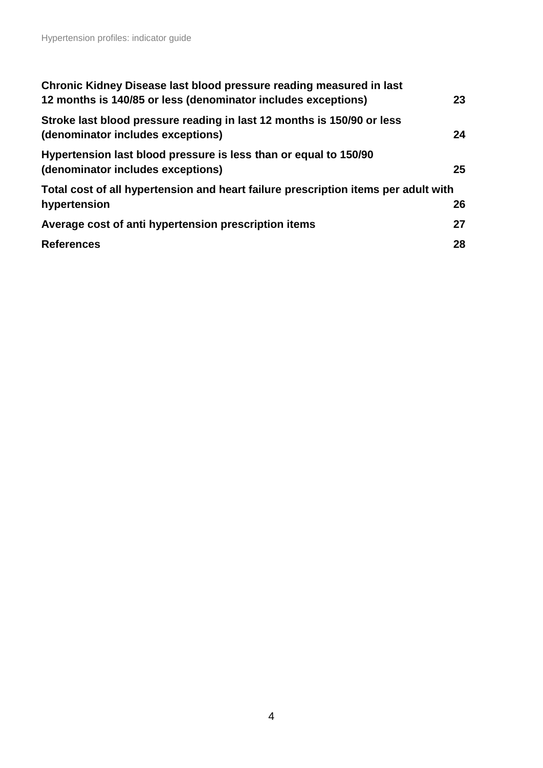| | |
|---|---|
| **Chronic Kidney Disease last blood pressure reading measured in last 12 months is 140/85 or less (denominator includes exceptions)** | **23** |
| **Stroke last blood pressure reading in last 12 months is 150/90 or less (denominator includes exceptions)** | **24** |
| **Hypertension last blood pressure is less than or equal to 150/90 (denominator includes exceptions)** | **25** |
| **Total cost of all hypertension and heart failure prescription items per adult with hypertension** | **26** |
| **Average cost of anti hypertension prescription items** | **27** |
| **References** | **28** |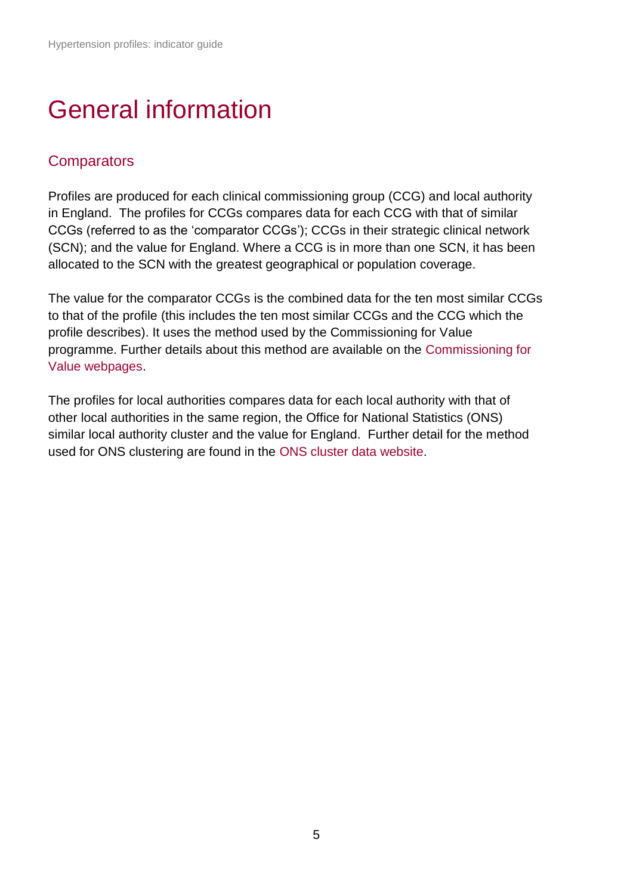# General information

## Comparators

Profiles are produced for each clinical commissioning group (CCG) and local authority in England. The profiles for CCGs compares data for each CCG with that of similar CCGs (referred to as the 'comparator CCGs'); CCGs in their strategic clinical network (SCN); and the value for England. Where a CCG is in more than one SCN, it has been allocated to the SCN with the greatest geographical or population coverage.

The value for the comparator CCGs is the combined data for the ten most similar CCGs to that of the profile (this includes the ten most similar CCGs and the CCG which the profile describes). It uses the method used by the Commissioning for Value programme. Further details about this method are available on the Commissioning for Value webpages.

The profiles for local authorities compares data for each local authority with that of other local authorities in the same region, the Office for National Statistics (ONS) similar local authority cluster and the value for England. Further detail for the method used for ONS clustering are found in the ONS cluster data website.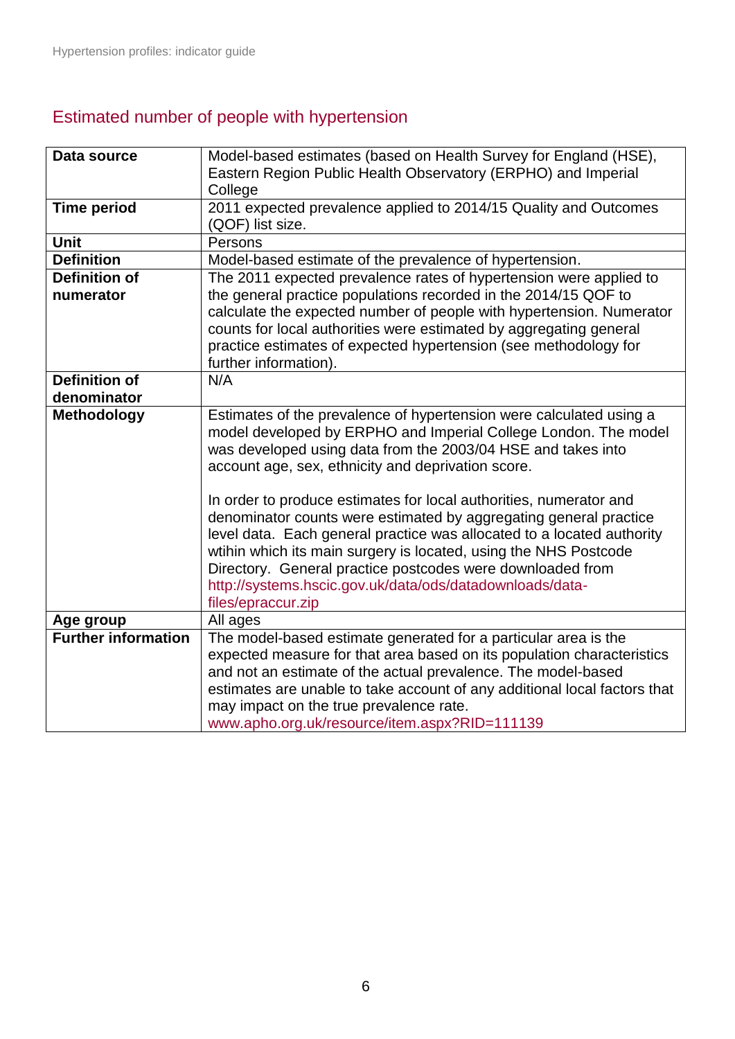## Estimated number of people with hypertension

| | |
|---|---|
| **Data source** | Model-based estimates (based on Health Survey for England (HSE), Eastern Region Public Health Observatory (ERPHO) and Imperial College |
| **Time period** | 2011 expected prevalence applied to 2014/15 Quality and Outcomes (QOF) list size. |
| **Unit** | Persons |
| **Definition** | Model-based estimate of the prevalence of hypertension. |
| **Definition of numerator** | The 2011 expected prevalence rates of hypertension were applied to the general practice populations recorded in the 2014/15 QOF to calculate the expected number of people with hypertension. Numerator counts for local authorities were estimated by aggregating general practice estimates of expected hypertension (see methodology for further information). |
| **Definition of denominator** | N/A |
| **Methodology** | Estimates of the prevalence of hypertension were calculated using a model developed by ERPHO and Imperial College London. The model was developed using data from the 2003/04 HSE and takes into account age, sex, ethnicity and deprivation score.<br><br>In order to produce estimates for local authorities, numerator and denominator counts were estimated by aggregating general practice level data. Each general practice was allocated to a located authority wtihin which its main surgery is located, using the NHS Postcode Directory. General practice postcodes were downloaded from http://systems.hscic.gov.uk/data/ods/datadownloads/data-files/epraccur.zip |
| **Age group** | All ages |
| **Further information** | The model-based estimate generated for a particular area is the expected measure for that area based on its population characteristics and not an estimate of the actual prevalence. The model-based estimates are unable to take account of any additional local factors that may impact on the true prevalence rate.<br>www.apho.org.uk/resource/item.aspx?RID=111139 |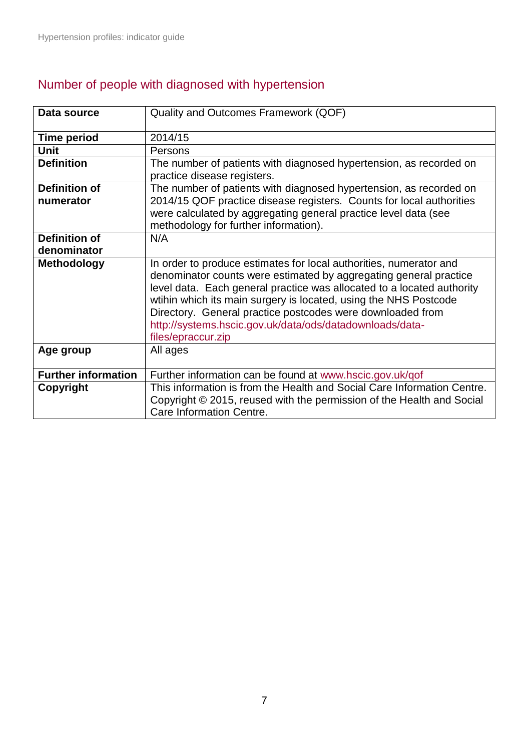## Number of people with diagnosed with hypertension

| | |
|---|---|
| **Data source** | Quality and Outcomes Framework (QOF) |
| **Time period** | 2014/15 |
| **Unit** | Persons |
| **Definition** | The number of patients with diagnosed hypertension, as recorded on practice disease registers. |
| **Definition of numerator** | The number of patients with diagnosed hypertension, as recorded on 2014/15 QOF practice disease registers. Counts for local authorities were calculated by aggregating general practice level data (see methodology for further information). |
| **Definition of denominator** | N/A |
| **Methodology** | In order to produce estimates for local authorities, numerator and denominator counts were estimated by aggregating general practice level data. Each general practice was allocated to a located authority wtihin which its main surgery is located, using the NHS Postcode Directory. General practice postcodes were downloaded from http://systems.hscic.gov.uk/data/ods/datadownloads/data-files/epraccur.zip |
| **Age group** | All ages |
| **Further information** | Further information can be found at www.hscic.gov.uk/qof |
| **Copyright** | This information is from the Health and Social Care Information Centre. Copyright © 2015, reused with the permission of the Health and Social Care Information Centre. |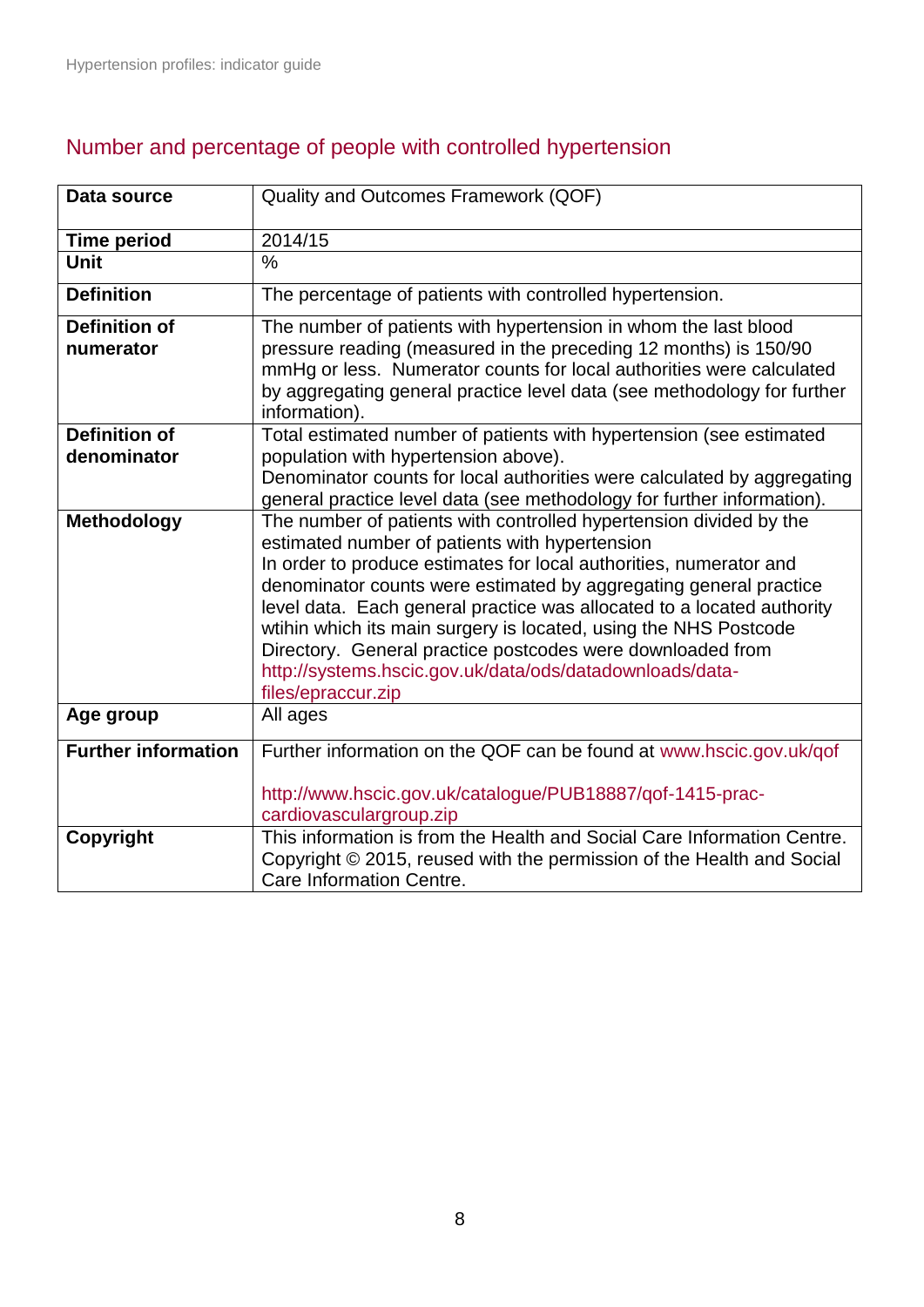## Number and percentage of people with controlled hypertension

| | |
|---|---|
| **Data source** | Quality and Outcomes Framework (QOF) |
| **Time period** | 2014/15 |
| **Unit** | % |
| **Definition** | The percentage of patients with controlled hypertension. |
| **Definition of numerator** | The number of patients with hypertension in whom the last blood pressure reading (measured in the preceding 12 months) is 150/90 mmHg or less. Numerator counts for local authorities were calculated by aggregating general practice level data (see methodology for further information). |
| **Definition of denominator** | Total estimated number of patients with hypertension (see estimated population with hypertension above).<br>Denominator counts for local authorities were calculated by aggregating general practice level data (see methodology for further information). |
| **Methodology** | The number of patients with controlled hypertension divided by the estimated number of patients with hypertension<br>In order to produce estimates for local authorities, numerator and denominator counts were estimated by aggregating general practice level data. Each general practice was allocated to a located authority wtihin which its main surgery is located, using the NHS Postcode Directory. General practice postcodes were downloaded from http://systems.hscic.gov.uk/data/ods/datadownloads/data-files/epraccur.zip |
| **Age group** | All ages |
| **Further information** | Further information on the QOF can be found at www.hscic.gov.uk/qof<br><br>http://www.hscic.gov.uk/catalogue/PUB18887/qof-1415-prac-cardiovasculargroup.zip |
| **Copyright** | This information is from the Health and Social Care Information Centre. Copyright © 2015, reused with the permission of the Health and Social Care Information Centre. |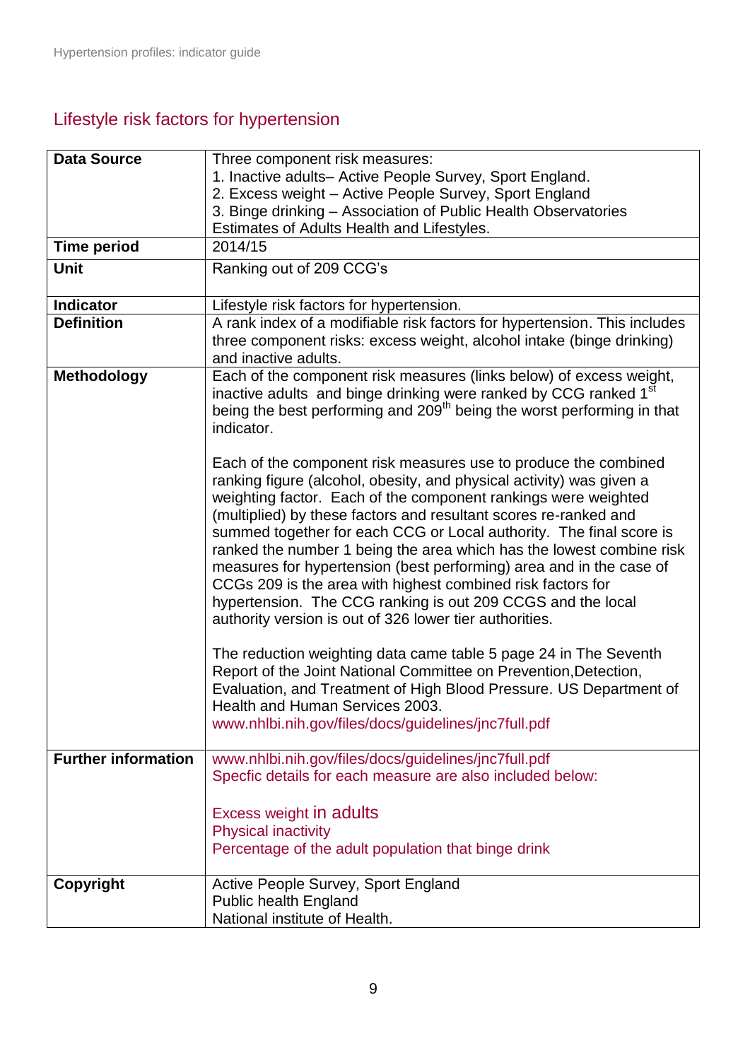## Lifestyle risk factors for hypertension

| | |
|---|---|
| **Data Source** | Three component risk measures:<br>1. Inactive adults– Active People Survey, Sport England.<br>2. Excess weight – Active People Survey, Sport England<br>3. Binge drinking – Association of Public Health Observatories Estimates of Adults Health and Lifestyles. |
| **Time period** | 2014/15 |
| **Unit** | Ranking out of 209 CCG's |
| **Indicator** | Lifestyle risk factors for hypertension. |
| **Definition** | A rank index of a modifiable risk factors for hypertension. This includes three component risks: excess weight, alcohol intake (binge drinking) and inactive adults. |
| **Methodology** | Each of the component risk measures (links below) of excess weight, inactive adults and binge drinking were ranked by CCG ranked 1st being the best performing and 209th being the worst performing in that indicator.<br><br>Each of the component risk measures use to produce the combined ranking figure (alcohol, obesity, and physical activity) was given a weighting factor. Each of the component rankings were weighted (multiplied) by these factors and resultant scores re-ranked and summed together for each CCG or Local authority. The final score is ranked the number 1 being the area which has the lowest combine risk measures for hypertension (best performing) area and in the case of CCGs 209 is the area with highest combined risk factors for hypertension. The CCG ranking is out 209 CCGS and the local authority version is out of 326 lower tier authorities.<br><br>The reduction weighting data came table 5 page 24 in The Seventh Report of the Joint National Committee on Prevention,Detection, Evaluation, and Treatment of High Blood Pressure. US Department of Health and Human Services 2003.<br>www.nhlbi.nih.gov/files/docs/guidelines/jnc7full.pdf |
| **Further information** | www.nhlbi.nih.gov/files/docs/guidelines/jnc7full.pdf<br>Specfic details for each measure are also included below:<br><br>Excess weight in adults<br>Physical inactivity<br>Percentage of the adult population that binge drink |
| **Copyright** | Active People Survey, Sport England<br>Public health England<br>National institute of Health. |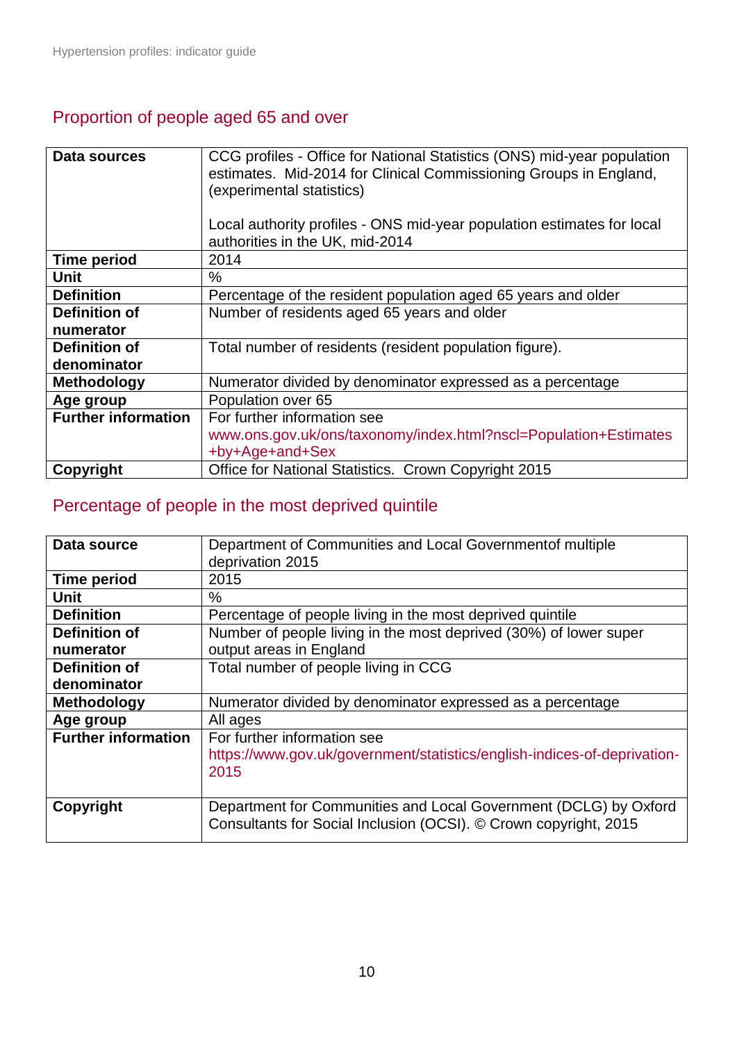## Proportion of people aged 65 and over

| Data sources | CCG profiles - Office for National Statistics (ONS) mid-year population estimates. Mid-2014 for Clinical Commissioning Groups in England, (experimental statistics)<br><br>Local authority profiles - ONS mid-year population estimates for local authorities in the UK, mid-2014 |
|---|---|
| **Time period** | 2014 |
| **Unit** | % |
| **Definition** | Percentage of the resident population aged 65 years and older |
| **Definition of numerator** | Number of residents aged 65 years and older |
| **Definition of denominator** | Total number of residents (resident population figure). |
| **Methodology** | Numerator divided by denominator expressed as a percentage |
| **Age group** | Population over 65 |
| **Further information** | For further information see www.ons.gov.uk/ons/taxonomy/index.html?nscl=Population+Estimates+by+Age+and+Sex |
| **Copyright** | Office for National Statistics. Crown Copyright 2015 |

## Percentage of people in the most deprived quintile

| Data source | Department of Communities and Local Governmentof multiple deprivation 2015 |
|---|---|
| **Time period** | 2015 |
| **Unit** | % |
| **Definition** | Percentage of people living in the most deprived quintile |
| **Definition of numerator** | Number of people living in the most deprived (30%) of lower super output areas in England |
| **Definition of denominator** | Total number of people living in CCG |
| **Methodology** | Numerator divided by denominator expressed as a percentage |
| **Age group** | All ages |
| **Further information** | For further information see https://www.gov.uk/government/statistics/english-indices-of-deprivation-2015 |
| **Copyright** | Department for Communities and Local Government (DCLG) by Oxford Consultants for Social Inclusion (OCSI). © Crown copyright, 2015 |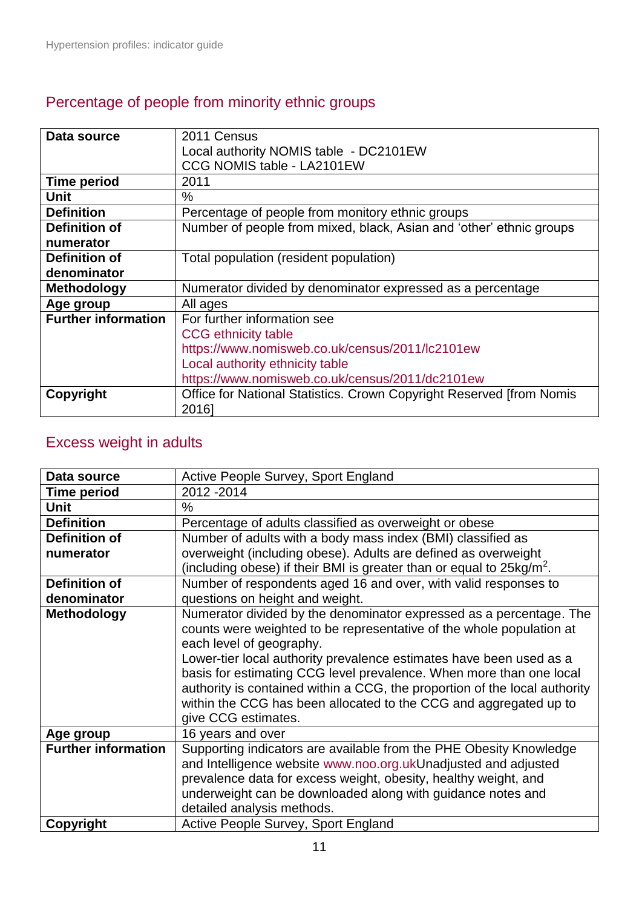## Percentage of people from minority ethnic groups

| | |
|---|---|
| **Data source** | 2011 Census<br>Local authority NOMIS table - DC2101EW<br>CCG NOMIS table - LA2101EW |
| **Time period** | 2011 |
| **Unit** | % |
| **Definition** | Percentage of people from monitory ethnic groups |
| **Definition of numerator** | Number of people from mixed, black, Asian and 'other' ethnic groups |
| **Definition of denominator** | Total population (resident population) |
| **Methodology** | Numerator divided by denominator expressed as a percentage |
| **Age group** | All ages |
| **Further information** | For further information see<br>CCG ethnicity table<br>https://www.nomisweb.co.uk/census/2011/lc2101ew<br>Local authority ethnicity table<br>https://www.nomisweb.co.uk/census/2011/dc2101ew |
| **Copyright** | Office for National Statistics. Crown Copyright Reserved [from Nomis 2016] |

## Excess weight in adults

| | |
|---|---|
| **Data source** | Active People Survey, Sport England |
| **Time period** | 2012 -2014 |
| **Unit** | % |
| **Definition** | Percentage of adults classified as overweight or obese |
| **Definition of numerator** | Number of adults with a body mass index (BMI) classified as overweight (including obese). Adults are defined as overweight (including obese) if their BMI is greater than or equal to $25kg/m^2$. |
| **Definition of denominator** | Number of respondents aged 16 and over, with valid responses to questions on height and weight. |
| **Methodology** | Numerator divided by the denominator expressed as a percentage. The counts were weighted to be representative of the whole population at each level of geography.<br>Lower-tier local authority prevalence estimates have been used as a basis for estimating CCG level prevalence. When more than one local authority is contained within a CCG, the proportion of the local authority within the CCG has been allocated to the CCG and aggregated up to give CCG estimates. |
| **Age group** | 16 years and over |
| **Further information** | Supporting indicators are available from the PHE Obesity Knowledge and Intelligence website www.noo.org.ukUnadjusted and adjusted prevalence data for excess weight, obesity, healthy weight, and underweight can be downloaded along with guidance notes and detailed analysis methods. |
| **Copyright** | Active People Survey, Sport England |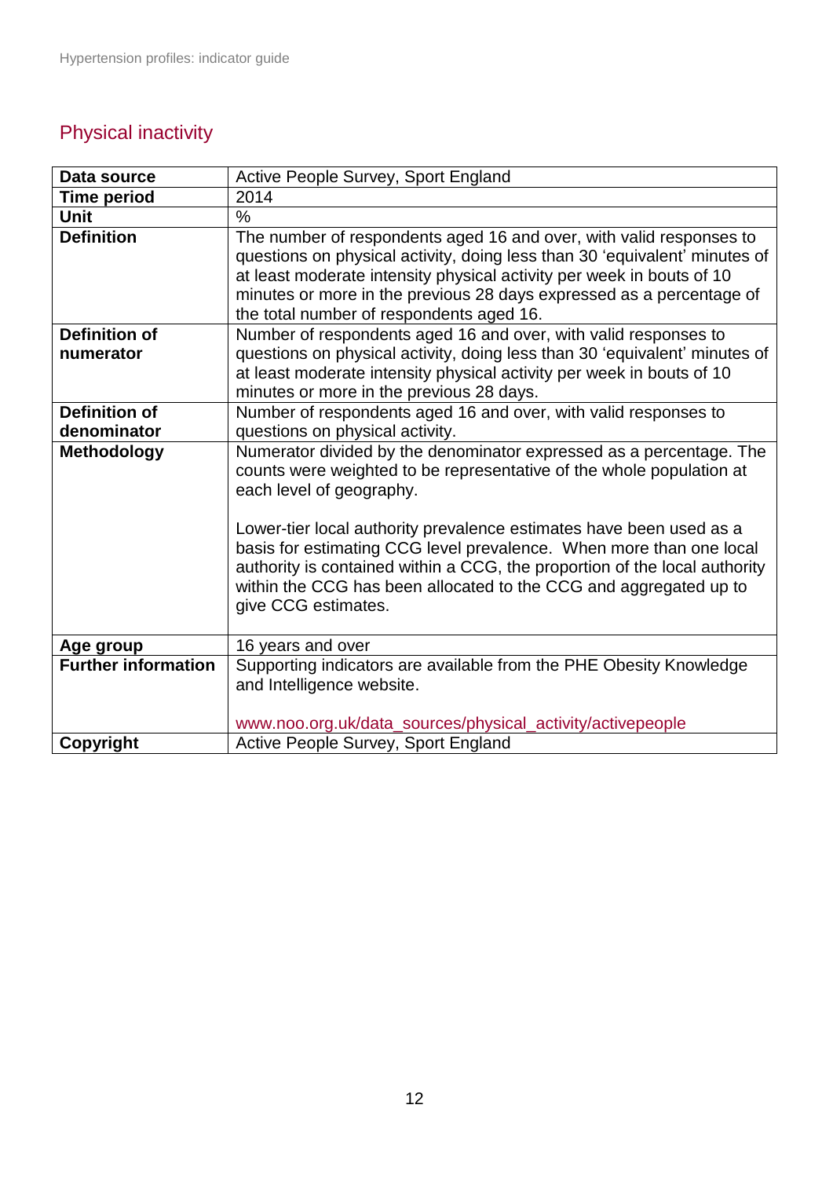## Physical inactivity

| Data source | Active People Survey, Sport England |
|---|---|
| **Time period** | 2014 |
| **Unit** | % |
| **Definition** | The number of respondents aged 16 and over, with valid responses to questions on physical activity, doing less than 30 'equivalent' minutes of at least moderate intensity physical activity per week in bouts of 10 minutes or more in the previous 28 days expressed as a percentage of the total number of respondents aged 16. |
| **Definition of numerator** | Number of respondents aged 16 and over, with valid responses to questions on physical activity, doing less than 30 'equivalent' minutes of at least moderate intensity physical activity per week in bouts of 10 minutes or more in the previous 28 days. |
| **Definition of denominator** | Number of respondents aged 16 and over, with valid responses to questions on physical activity. |
| **Methodology** | Numerator divided by the denominator expressed as a percentage. The counts were weighted to be representative of the whole population at each level of geography.<br><br>Lower-tier local authority prevalence estimates have been used as a basis for estimating CCG level prevalence. When more than one local authority is contained within a CCG, the proportion of the local authority within the CCG has been allocated to the CCG and aggregated up to give CCG estimates. |
| **Age group** | 16 years and over |
| **Further information** | Supporting indicators are available from the PHE Obesity Knowledge and Intelligence website.<br><br>www.noo.org.uk/data_sources/physical_activity/activepeople |
| **Copyright** | Active People Survey, Sport England |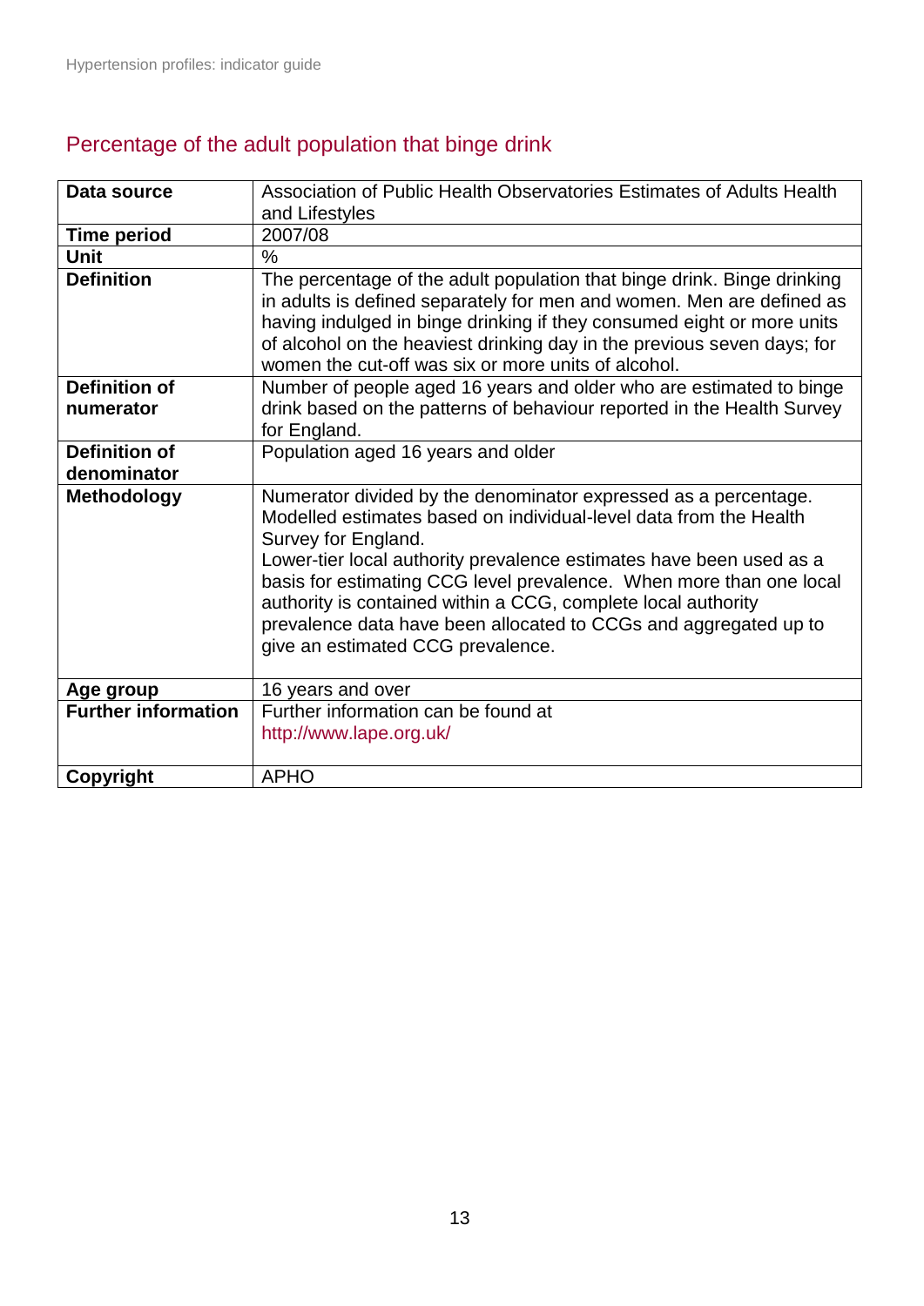## Percentage of the adult population that binge drink

| | |
|---|---|
| **Data source** | Association of Public Health Observatories Estimates of Adults Health and Lifestyles |
| **Time period** | 2007/08 |
| **Unit** | % |
| **Definition** | The percentage of the adult population that binge drink. Binge drinking in adults is defined separately for men and women. Men are defined as having indulged in binge drinking if they consumed eight or more units of alcohol on the heaviest drinking day in the previous seven days; for women the cut-off was six or more units of alcohol. |
| **Definition of numerator** | Number of people aged 16 years and older who are estimated to binge drink based on the patterns of behaviour reported in the Health Survey for England. |
| **Definition of denominator** | Population aged 16 years and older |
| **Methodology** | Numerator divided by the denominator expressed as a percentage. Modelled estimates based on individual-level data from the Health Survey for England.<br>Lower-tier local authority prevalence estimates have been used as a basis for estimating CCG level prevalence. When more than one local authority is contained within a CCG, complete local authority prevalence data have been allocated to CCGs and aggregated up to give an estimated CCG prevalence. |
| **Age group** | 16 years and over |
| **Further information** | Further information can be found at http://www.lape.org.uk/ |
| **Copyright** | APHO |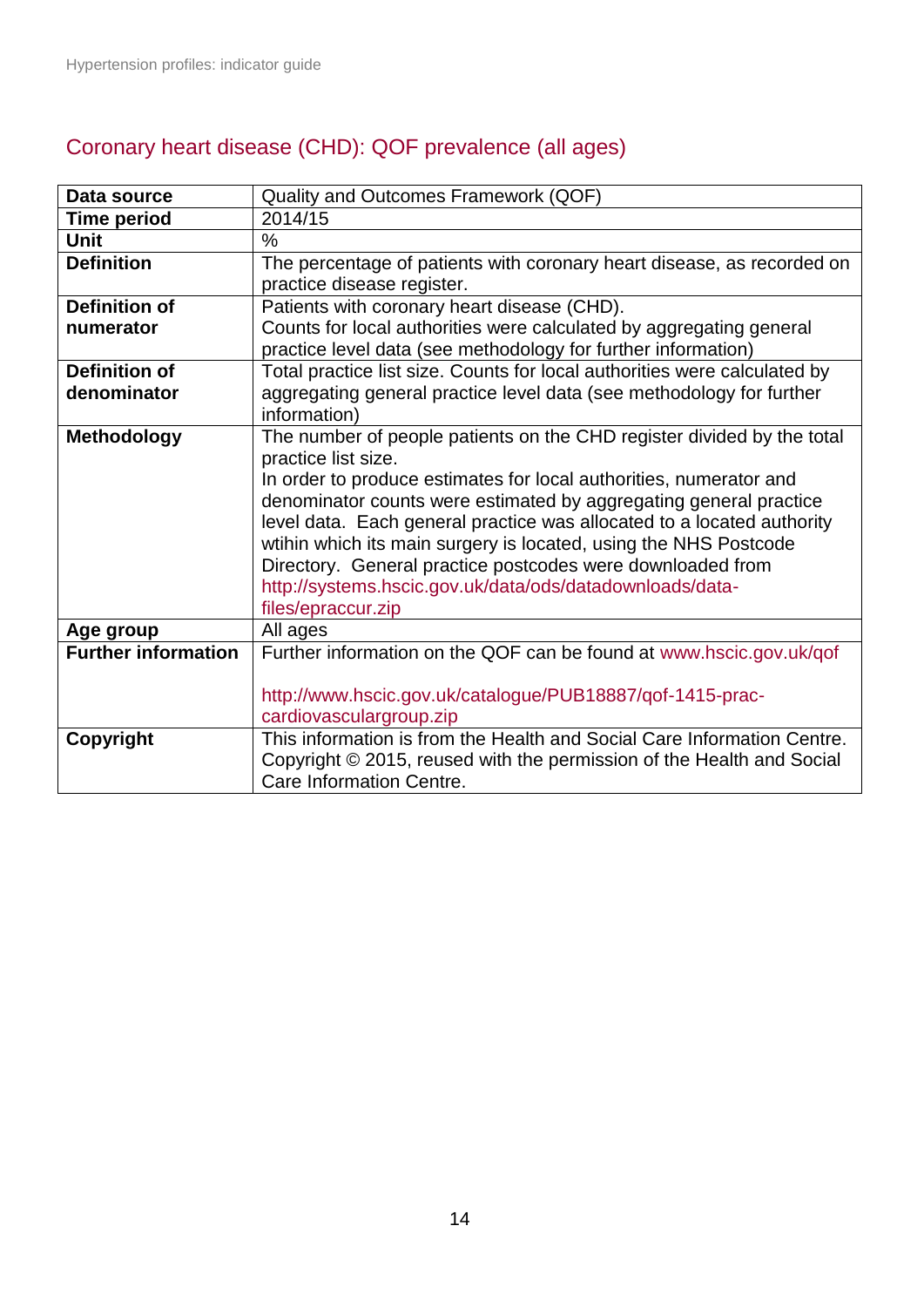## Coronary heart disease (CHD): QOF prevalence (all ages)

| | |
|---|---|
| **Data source** | Quality and Outcomes Framework (QOF) |
| **Time period** | 2014/15 |
| **Unit** | % |
| **Definition** | The percentage of patients with coronary heart disease, as recorded on practice disease register. |
| **Definition of numerator** | Patients with coronary heart disease (CHD).<br>Counts for local authorities were calculated by aggregating general practice level data (see methodology for further information) |
| **Definition of denominator** | Total practice list size. Counts for local authorities were calculated by aggregating general practice level data (see methodology for further information) |
| **Methodology** | The number of people patients on the CHD register divided by the total practice list size.<br>In order to produce estimates for local authorities, numerator and denominator counts were estimated by aggregating general practice level data. Each general practice was allocated to a located authority wtihin which its main surgery is located, using the NHS Postcode Directory. General practice postcodes were downloaded from http://systems.hscic.gov.uk/data/ods/datadownloads/data-files/epraccur.zip |
| **Age group** | All ages |
| **Further information** | Further information on the QOF can be found at www.hscic.gov.uk/qof<br><br>http://www.hscic.gov.uk/catalogue/PUB18887/qof-1415-prac-cardiovasculargroup.zip |
| **Copyright** | This information is from the Health and Social Care Information Centre. Copyright © 2015, reused with the permission of the Health and Social Care Information Centre. |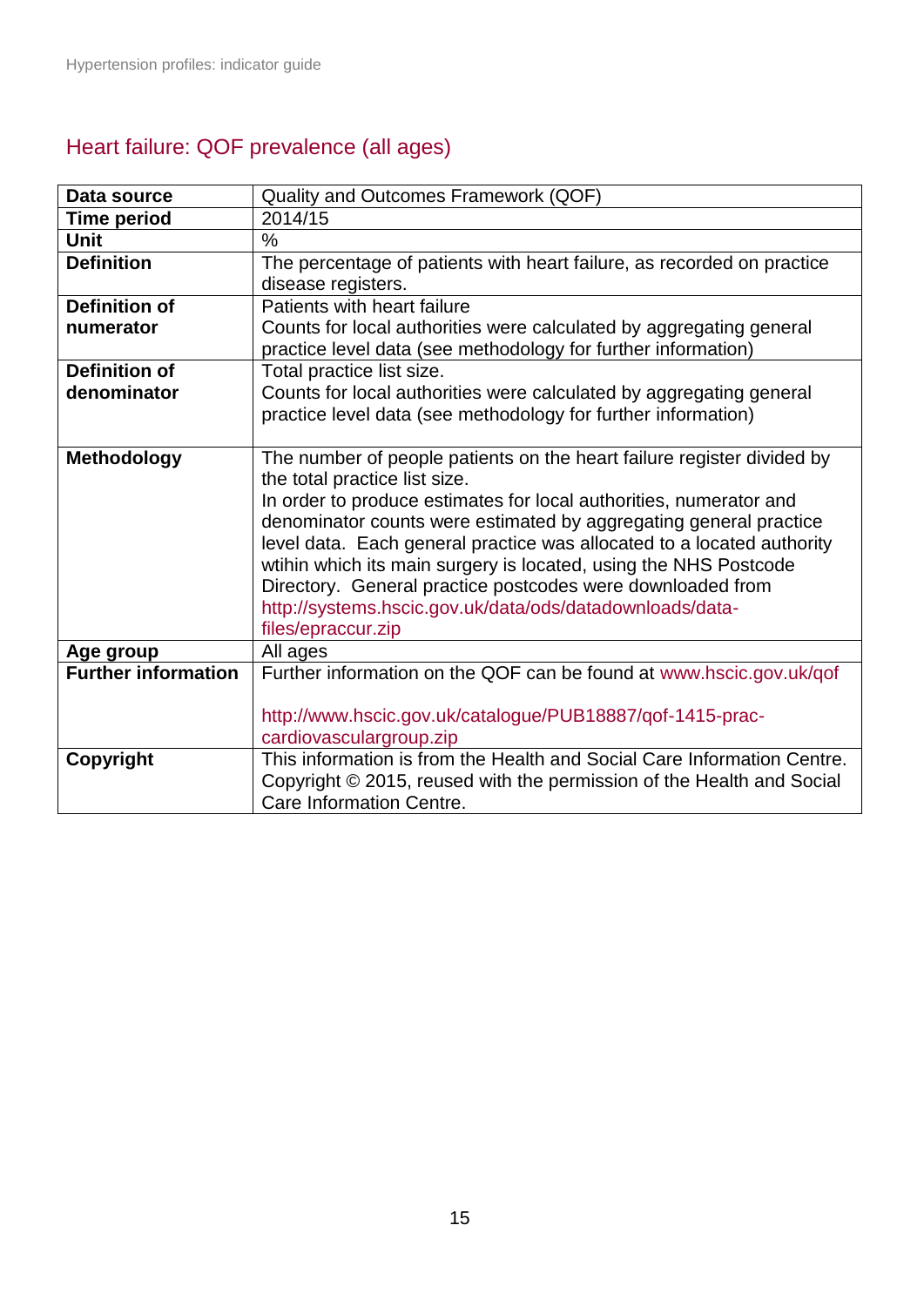## Heart failure: QOF prevalence (all ages)

| | |
|---|---|
| **Data source** | Quality and Outcomes Framework (QOF) |
| **Time period** | 2014/15 |
| **Unit** | % |
| **Definition** | The percentage of patients with heart failure, as recorded on practice disease registers. |
| **Definition of numerator** | Patients with heart failure<br>Counts for local authorities were calculated by aggregating general practice level data (see methodology for further information) |
| **Definition of denominator** | Total practice list size.<br>Counts for local authorities were calculated by aggregating general practice level data (see methodology for further information) |
| **Methodology** | The number of people patients on the heart failure register divided by the total practice list size.<br>In order to produce estimates for local authorities, numerator and denominator counts were estimated by aggregating general practice level data. Each general practice was allocated to a located authority wtihin which its main surgery is located, using the NHS Postcode Directory. General practice postcodes were downloaded from http://systems.hscic.gov.uk/data/ods/datadownloads/data-files/epraccur.zip |
| **Age group** | All ages |
| **Further information** | Further information on the QOF can be found at www.hscic.gov.uk/qof<br><br>http://www.hscic.gov.uk/catalogue/PUB18887/qof-1415-prac-cardiovasculargroup.zip |
| **Copyright** | This information is from the Health and Social Care Information Centre. Copyright © 2015, reused with the permission of the Health and Social Care Information Centre. |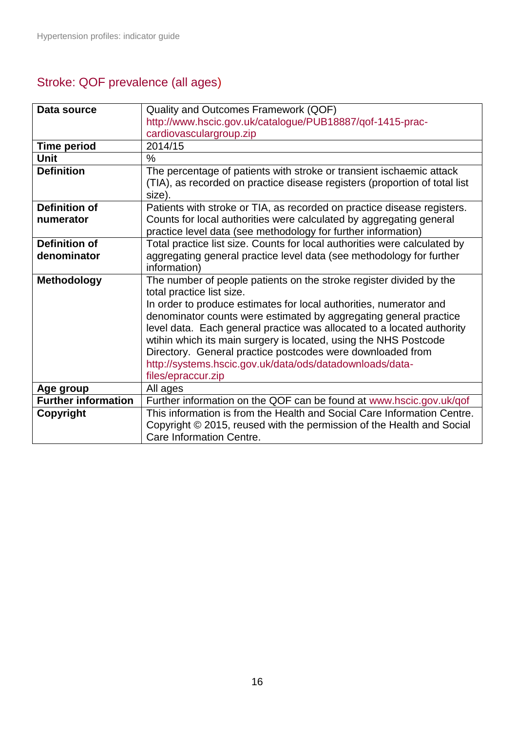## Stroke: QOF prevalence (all ages)

| | |
|---|---|
| **Data source** | Quality and Outcomes Framework (QOF) http://www.hscic.gov.uk/catalogue/PUB18887/qof-1415-prac-cardiovasculargroup.zip |
| **Time period** | 2014/15 |
| **Unit** | % |
| **Definition** | The percentage of patients with stroke or transient ischaemic attack (TIA), as recorded on practice disease registers (proportion of total list size). |
| **Definition of numerator** | Patients with stroke or TIA, as recorded on practice disease registers. Counts for local authorities were calculated by aggregating general practice level data (see methodology for further information) |
| **Definition of denominator** | Total practice list size. Counts for local authorities were calculated by aggregating general practice level data (see methodology for further information) |
| **Methodology** | The number of people patients on the stroke register divided by the total practice list size.<br>In order to produce estimates for local authorities, numerator and denominator counts were estimated by aggregating general practice level data. Each general practice was allocated to a located authority wtihin which its main surgery is located, using the NHS Postcode Directory. General practice postcodes were downloaded from http://systems.hscic.gov.uk/data/ods/datadownloads/data-files/epraccur.zip |
| **Age group** | All ages |
| **Further information** | Further information on the QOF can be found at www.hscic.gov.uk/qof |
| **Copyright** | This information is from the Health and Social Care Information Centre. Copyright © 2015, reused with the permission of the Health and Social Care Information Centre. |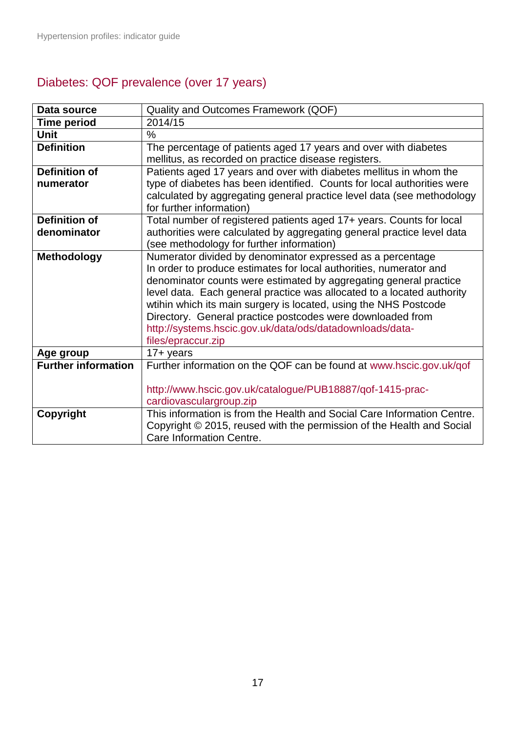## Diabetes: QOF prevalence (over 17 years)

| | |
|---|---|
| **Data source** | Quality and Outcomes Framework (QOF) |
| **Time period** | 2014/15 |
| **Unit** | % |
| **Definition** | The percentage of patients aged 17 years and over with diabetes mellitus, as recorded on practice disease registers. |
| **Definition of numerator** | Patients aged 17 years and over with diabetes mellitus in whom the type of diabetes has been identified. Counts for local authorities were calculated by aggregating general practice level data (see methodology for further information) |
| **Definition of denominator** | Total number of registered patients aged 17+ years. Counts for local authorities were calculated by aggregating general practice level data (see methodology for further information) |
| **Methodology** | Numerator divided by denominator expressed as a percentage<br>In order to produce estimates for local authorities, numerator and denominator counts were estimated by aggregating general practice level data. Each general practice was allocated to a located authority wtihin which its main surgery is located, using the NHS Postcode Directory. General practice postcodes were downloaded from http://systems.hscic.gov.uk/data/ods/datadownloads/data-files/epraccur.zip |
| **Age group** | 17+ years |
| **Further information** | Further information on the QOF can be found at www.hscic.gov.uk/qof<br><br>http://www.hscic.gov.uk/catalogue/PUB18887/qof-1415-prac-cardiovasculargroup.zip |
| **Copyright** | This information is from the Health and Social Care Information Centre. Copyright © 2015, reused with the permission of the Health and Social Care Information Centre. |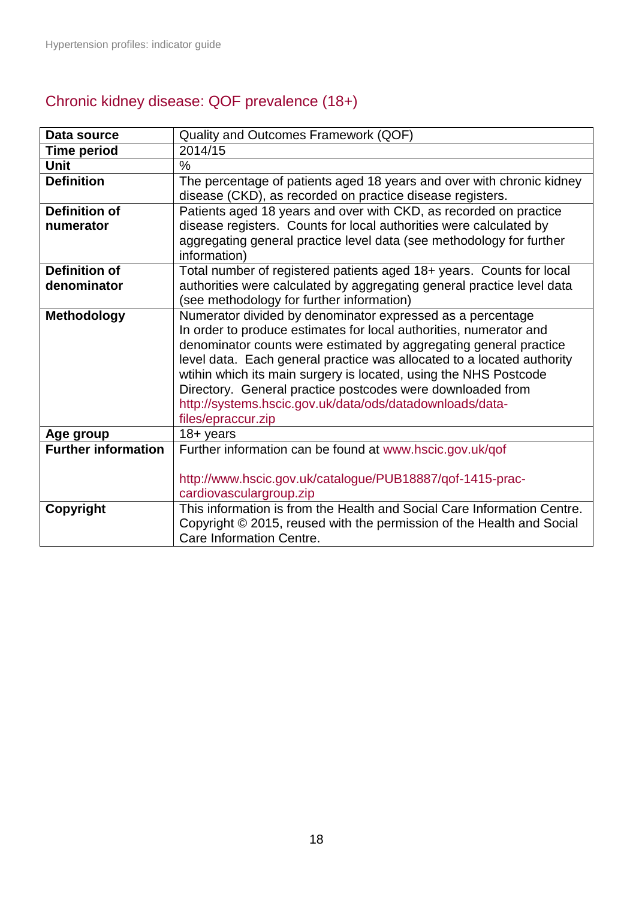## Chronic kidney disease: QOF prevalence (18+)

| | |
|---|---|
| **Data source** | Quality and Outcomes Framework (QOF) |
| **Time period** | 2014/15 |
| **Unit** | % |
| **Definition** | The percentage of patients aged 18 years and over with chronic kidney disease (CKD), as recorded on practice disease registers. |
| **Definition of numerator** | Patients aged 18 years and over with CKD, as recorded on practice disease registers. Counts for local authorities were calculated by aggregating general practice level data (see methodology for further information) |
| **Definition of denominator** | Total number of registered patients aged 18+ years. Counts for local authorities were calculated by aggregating general practice level data (see methodology for further information) |
| **Methodology** | Numerator divided by denominator expressed as a percentage<br>In order to produce estimates for local authorities, numerator and denominator counts were estimated by aggregating general practice level data. Each general practice was allocated to a located authority wtihin which its main surgery is located, using the NHS Postcode Directory. General practice postcodes were downloaded from http://systems.hscic.gov.uk/data/ods/datadownloads/data-files/epraccur.zip |
| **Age group** | 18+ years |
| **Further information** | Further information can be found at www.hscic.gov.uk/qof<br><br>http://www.hscic.gov.uk/catalogue/PUB18887/qof-1415-prac-cardiovasculargroup.zip |
| **Copyright** | This information is from the Health and Social Care Information Centre. Copyright © 2015, reused with the permission of the Health and Social Care Information Centre. |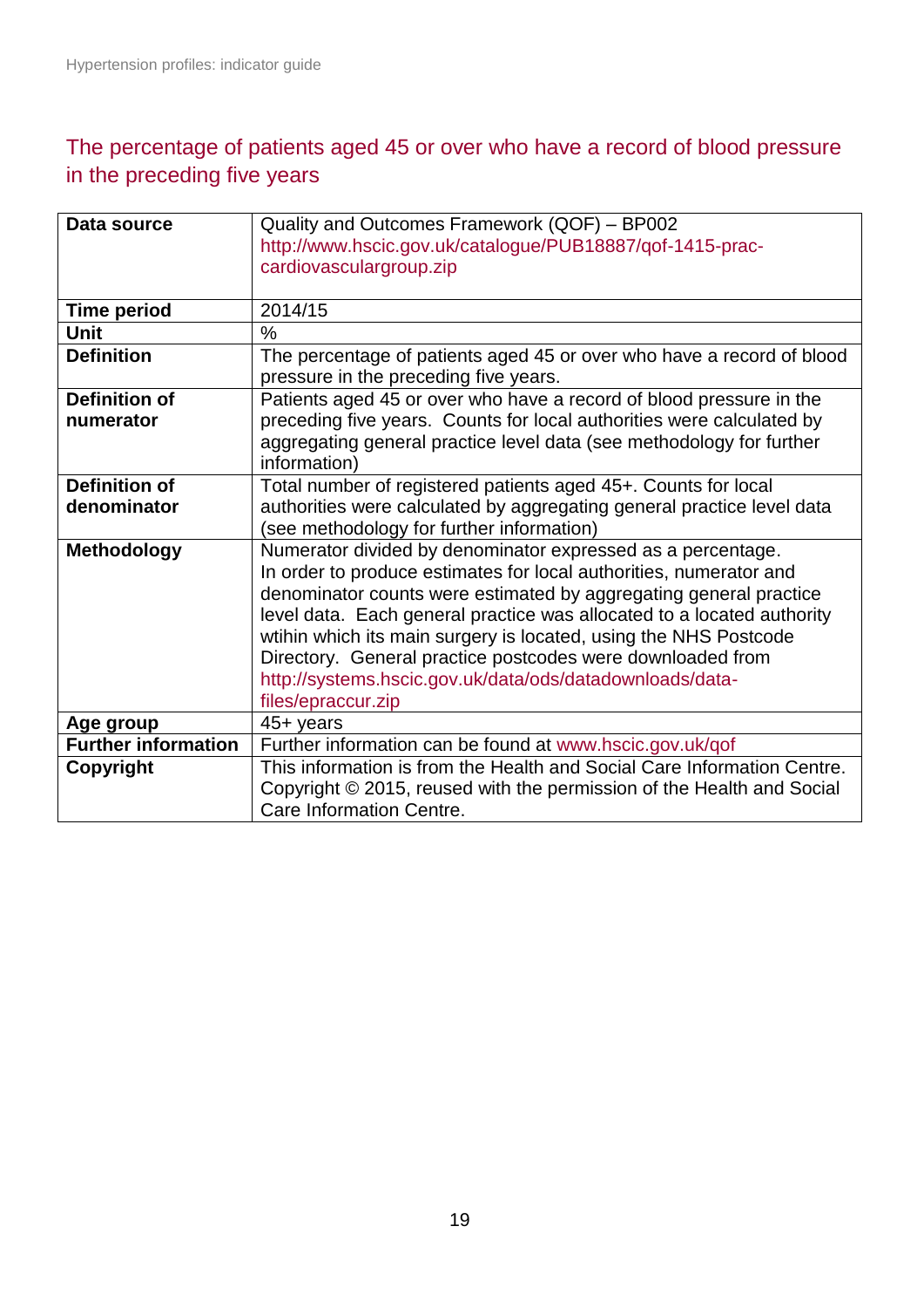## The percentage of patients aged 45 or over who have a record of blood pressure in the preceding five years

| | |
|---|---|
| **Data source** | Quality and Outcomes Framework (QOF) – BP002<br>http://www.hscic.gov.uk/catalogue/PUB18887/qof-1415-prac-cardiovasculargroup.zip |
| **Time period** | 2014/15 |
| **Unit** | % |
| **Definition** | The percentage of patients aged 45 or over who have a record of blood pressure in the preceding five years. |
| **Definition of numerator** | Patients aged 45 or over who have a record of blood pressure in the preceding five years. Counts for local authorities were calculated by aggregating general practice level data (see methodology for further information) |
| **Definition of denominator** | Total number of registered patients aged 45+. Counts for local authorities were calculated by aggregating general practice level data (see methodology for further information) |
| **Methodology** | Numerator divided by denominator expressed as a percentage.<br>In order to produce estimates for local authorities, numerator and denominator counts were estimated by aggregating general practice level data. Each general practice was allocated to a located authority wtihin which its main surgery is located, using the NHS Postcode Directory. General practice postcodes were downloaded from http://systems.hscic.gov.uk/data/ods/datadownloads/data-files/epraccur.zip |
| **Age group** | 45+ years |
| **Further information** | Further information can be found at www.hscic.gov.uk/qof |
| **Copyright** | This information is from the Health and Social Care Information Centre. Copyright © 2015, reused with the permission of the Health and Social Care Information Centre. |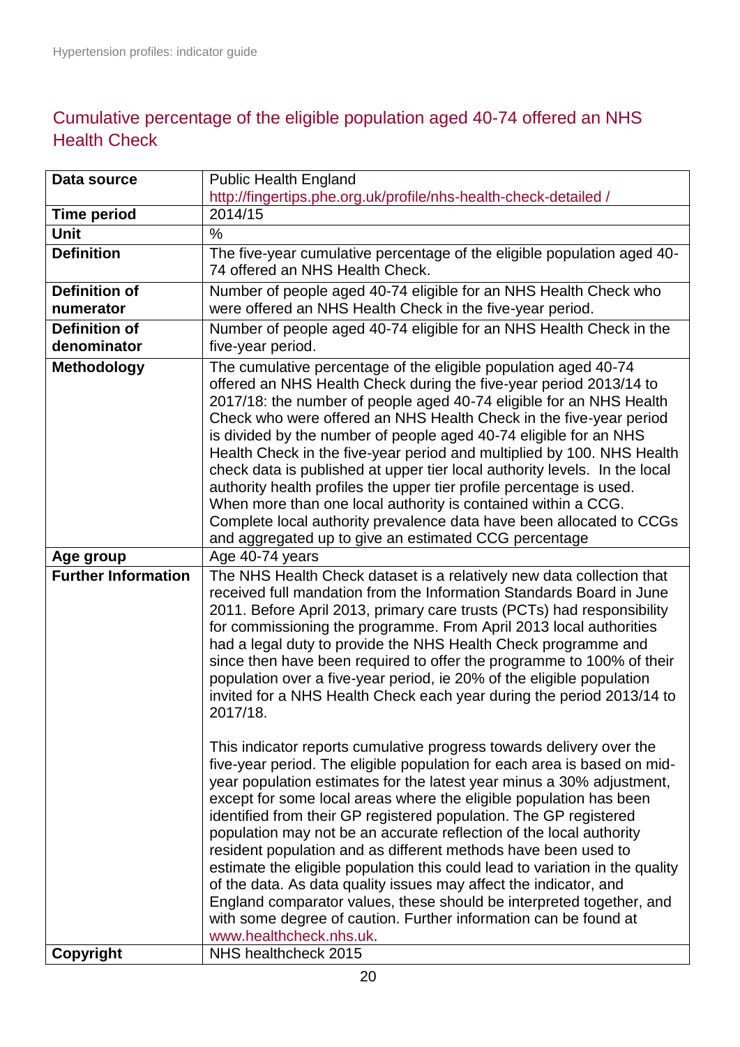## Cumulative percentage of the eligible population aged 40-74 offered an NHS Health Check

| | |
|---|---|
| **Data source** | Public Health England<br>http://fingertips.phe.org.uk/profile/nhs-health-check-detailed / |
| **Time period** | 2014/15 |
| **Unit** | % |
| **Definition** | The five-year cumulative percentage of the eligible population aged 40-74 offered an NHS Health Check. |
| **Definition of numerator** | Number of people aged 40-74 eligible for an NHS Health Check who were offered an NHS Health Check in the five-year period. |
| **Definition of denominator** | Number of people aged 40-74 eligible for an NHS Health Check in the five-year period. |
| **Methodology** | The cumulative percentage of the eligible population aged 40-74 offered an NHS Health Check during the five-year period 2013/14 to 2017/18: the number of people aged 40-74 eligible for an NHS Health Check who were offered an NHS Health Check in the five-year period is divided by the number of people aged 40-74 eligible for an NHS Health Check in the five-year period and multiplied by 100. NHS Health check data is published at upper tier local authority levels. In the local authority health profiles the upper tier profile percentage is used. When more than one local authority is contained within a CCG. Complete local authority prevalence data have been allocated to CCGs and aggregated up to give an estimated CCG percentage |
| **Age group** | Age 40-74 years |
| **Further Information** | The NHS Health Check dataset is a relatively new data collection that received full mandation from the Information Standards Board in June 2011. Before April 2013, primary care trusts (PCTs) had responsibility for commissioning the programme. From April 2013 local authorities had a legal duty to provide the NHS Health Check programme and since then have been required to offer the programme to 100% of their population over a five-year period, ie 20% of the eligible population invited for a NHS Health Check each year during the period 2013/14 to 2017/18.<br><br>This indicator reports cumulative progress towards delivery over the five-year period. The eligible population for each area is based on mid-year population estimates for the latest year minus a 30% adjustment, except for some local areas where the eligible population has been identified from their GP registered population. The GP registered population may not be an accurate reflection of the local authority resident population and as different methods have been used to estimate the eligible population this could lead to variation in the quality of the data. As data quality issues may affect the indicator, and England comparator values, these should be interpreted together, and with some degree of caution. Further information can be found at www.healthcheck.nhs.uk. |
| **Copyright** | NHS healthcheck 2015 |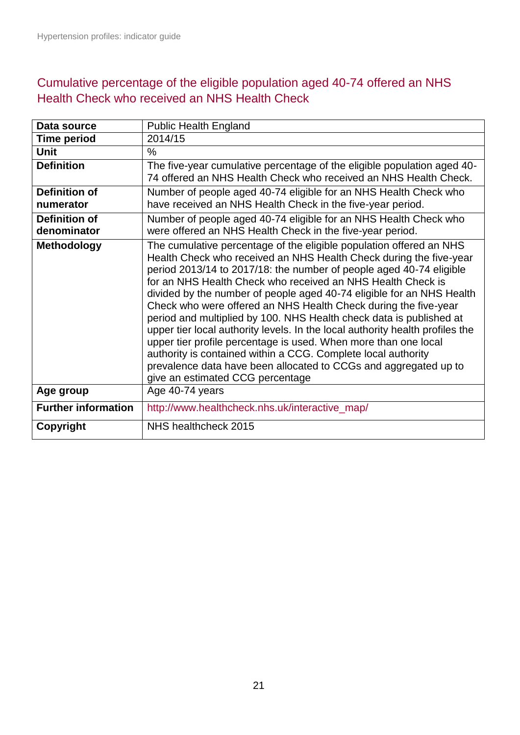## Cumulative percentage of the eligible population aged 40-74 offered an NHS Health Check who received an NHS Health Check

| | |
|---|---|
| **Data source** | Public Health England |
| **Time period** | 2014/15 |
| **Unit** | % |
| **Definition** | The five-year cumulative percentage of the eligible population aged 40-74 offered an NHS Health Check who received an NHS Health Check. |
| **Definition of numerator** | Number of people aged 40-74 eligible for an NHS Health Check who have received an NHS Health Check in the five-year period. |
| **Definition of denominator** | Number of people aged 40-74 eligible for an NHS Health Check who were offered an NHS Health Check in the five-year period. |
| **Methodology** | The cumulative percentage of the eligible population offered an NHS Health Check who received an NHS Health Check during the five-year period 2013/14 to 2017/18: the number of people aged 40-74 eligible for an NHS Health Check who received an NHS Health Check is divided by the number of people aged 40-74 eligible for an NHS Health Check who were offered an NHS Health Check during the five-year period and multiplied by 100. NHS Health check data is published at upper tier local authority levels. In the local authority health profiles the upper tier profile percentage is used. When more than one local authority is contained within a CCG. Complete local authority prevalence data have been allocated to CCGs and aggregated up to give an estimated CCG percentage |
| **Age group** | Age 40-74 years |
| **Further information** | http://www.healthcheck.nhs.uk/interactive_map/ |
| **Copyright** | NHS healthcheck 2015 |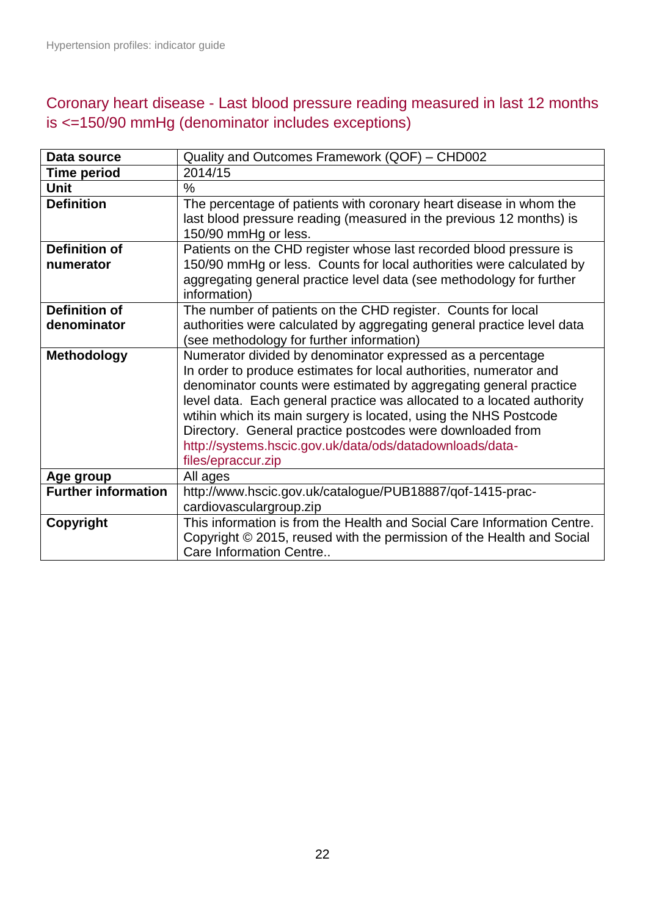## Coronary heart disease - Last blood pressure reading measured in last 12 months is <=150/90 mmHg (denominator includes exceptions)

| | |
|---|---|
| **Data source** | Quality and Outcomes Framework (QOF) – CHD002 |
| **Time period** | 2014/15 |
| **Unit** | % |
| **Definition** | The percentage of patients with coronary heart disease in whom the last blood pressure reading (measured in the previous 12 months) is 150/90 mmHg or less. |
| **Definition of numerator** | Patients on the CHD register whose last recorded blood pressure is 150/90 mmHg or less. Counts for local authorities were calculated by aggregating general practice level data (see methodology for further information) |
| **Definition of denominator** | The number of patients on the CHD register. Counts for local authorities were calculated by aggregating general practice level data (see methodology for further information) |
| **Methodology** | Numerator divided by denominator expressed as a percentage<br>In order to produce estimates for local authorities, numerator and denominator counts were estimated by aggregating general practice level data. Each general practice was allocated to a located authority wtihin which its main surgery is located, using the NHS Postcode Directory. General practice postcodes were downloaded from http://systems.hscic.gov.uk/data/ods/datadownloads/data-files/epraccur.zip |
| **Age group** | All ages |
| **Further information** | http://www.hscic.gov.uk/catalogue/PUB18887/qof-1415-prac-cardiovasculargroup.zip |
| **Copyright** | This information is from the Health and Social Care Information Centre. Copyright © 2015, reused with the permission of the Health and Social Care Information Centre.. |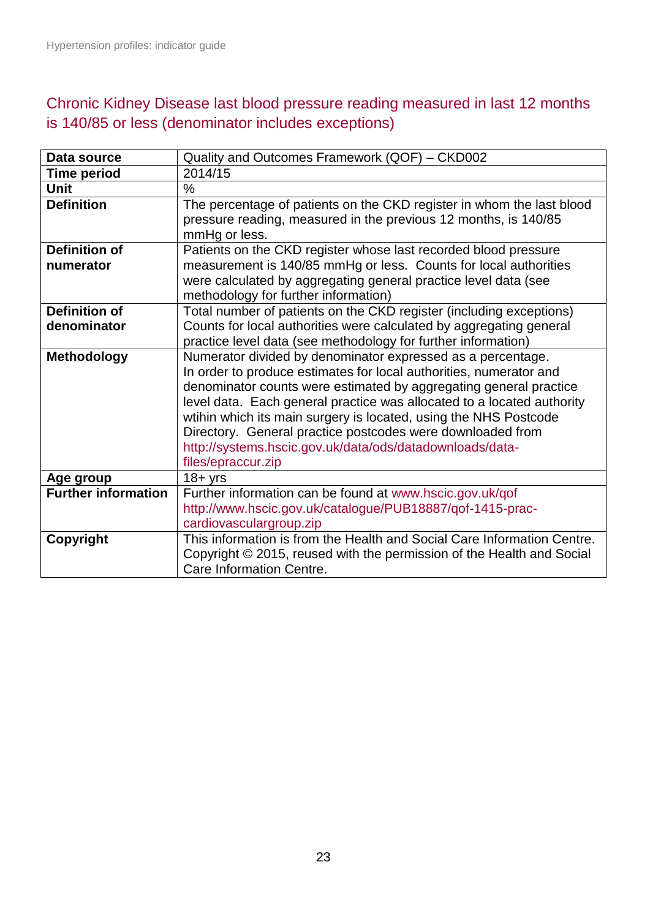## Chronic Kidney Disease last blood pressure reading measured in last 12 months is 140/85 or less (denominator includes exceptions)

| | |
|---|---|
| **Data source** | Quality and Outcomes Framework (QOF) – CKD002 |
| **Time period** | 2014/15 |
| **Unit** | % |
| **Definition** | The percentage of patients on the CKD register in whom the last blood pressure reading, measured in the previous 12 months, is 140/85 mmHg or less. |
| **Definition of numerator** | Patients on the CKD register whose last recorded blood pressure measurement is 140/85 mmHg or less. Counts for local authorities were calculated by aggregating general practice level data (see methodology for further information) |
| **Definition of denominator** | Total number of patients on the CKD register (including exceptions) Counts for local authorities were calculated by aggregating general practice level data (see methodology for further information) |
| **Methodology** | Numerator divided by denominator expressed as a percentage. In order to produce estimates for local authorities, numerator and denominator counts were estimated by aggregating general practice level data. Each general practice was allocated to a located authority wtihin which its main surgery is located, using the NHS Postcode Directory. General practice postcodes were downloaded from http://systems.hscic.gov.uk/data/ods/datadownloads/data-files/epraccur.zip |
| **Age group** | 18+ yrs |
| **Further information** | Further information can be found at www.hscic.gov.uk/qof http://www.hscic.gov.uk/catalogue/PUB18887/qof-1415-prac-cardiovasculargroup.zip |
| **Copyright** | This information is from the Health and Social Care Information Centre. Copyright © 2015, reused with the permission of the Health and Social Care Information Centre. |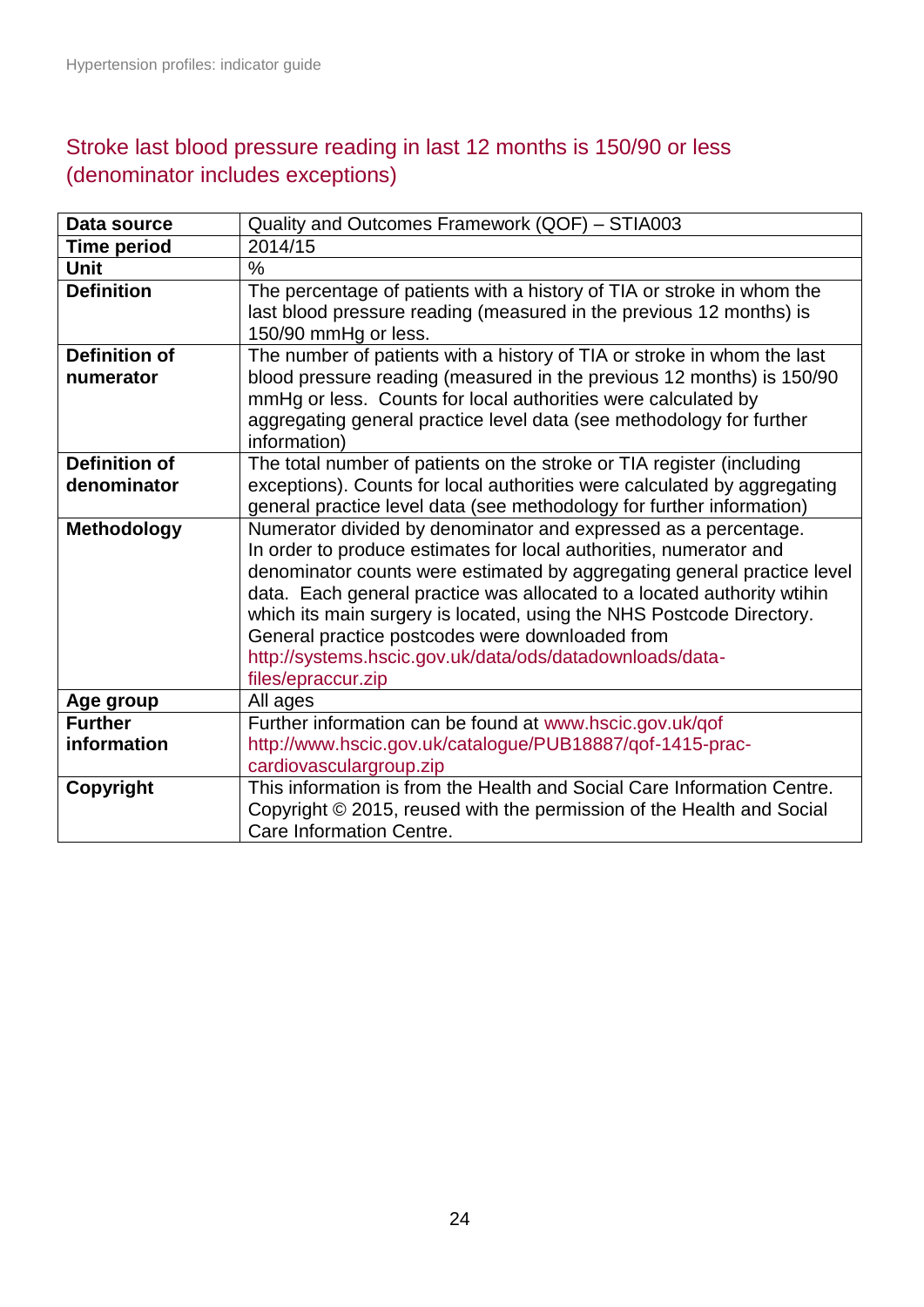## Stroke last blood pressure reading in last 12 months is 150/90 or less (denominator includes exceptions)

| **Data source** | Quality and Outcomes Framework (QOF) – STIA003 |
|---|---|
| **Time period** | 2014/15 |
| **Unit** | % |
| **Definition** | The percentage of patients with a history of TIA or stroke in whom the last blood pressure reading (measured in the previous 12 months) is 150/90 mmHg or less. |
| **Definition of numerator** | The number of patients with a history of TIA or stroke in whom the last blood pressure reading (measured in the previous 12 months) is 150/90 mmHg or less. Counts for local authorities were calculated by aggregating general practice level data (see methodology for further information) |
| **Definition of denominator** | The total number of patients on the stroke or TIA register (including exceptions). Counts for local authorities were calculated by aggregating general practice level data (see methodology for further information) |
| **Methodology** | Numerator divided by denominator and expressed as a percentage. In order to produce estimates for local authorities, numerator and denominator counts were estimated by aggregating general practice level data. Each general practice was allocated to a located authority wtihin which its main surgery is located, using the NHS Postcode Directory. General practice postcodes were downloaded from http://systems.hscic.gov.uk/data/ods/datadownloads/data-files/epraccur.zip |
| **Age group** | All ages |
| **Further information** | Further information can be found at www.hscic.gov.uk/qof http://www.hscic.gov.uk/catalogue/PUB18887/qof-1415-prac-cardiovasculargroup.zip |
| **Copyright** | This information is from the Health and Social Care Information Centre. Copyright © 2015, reused with the permission of the Health and Social Care Information Centre. |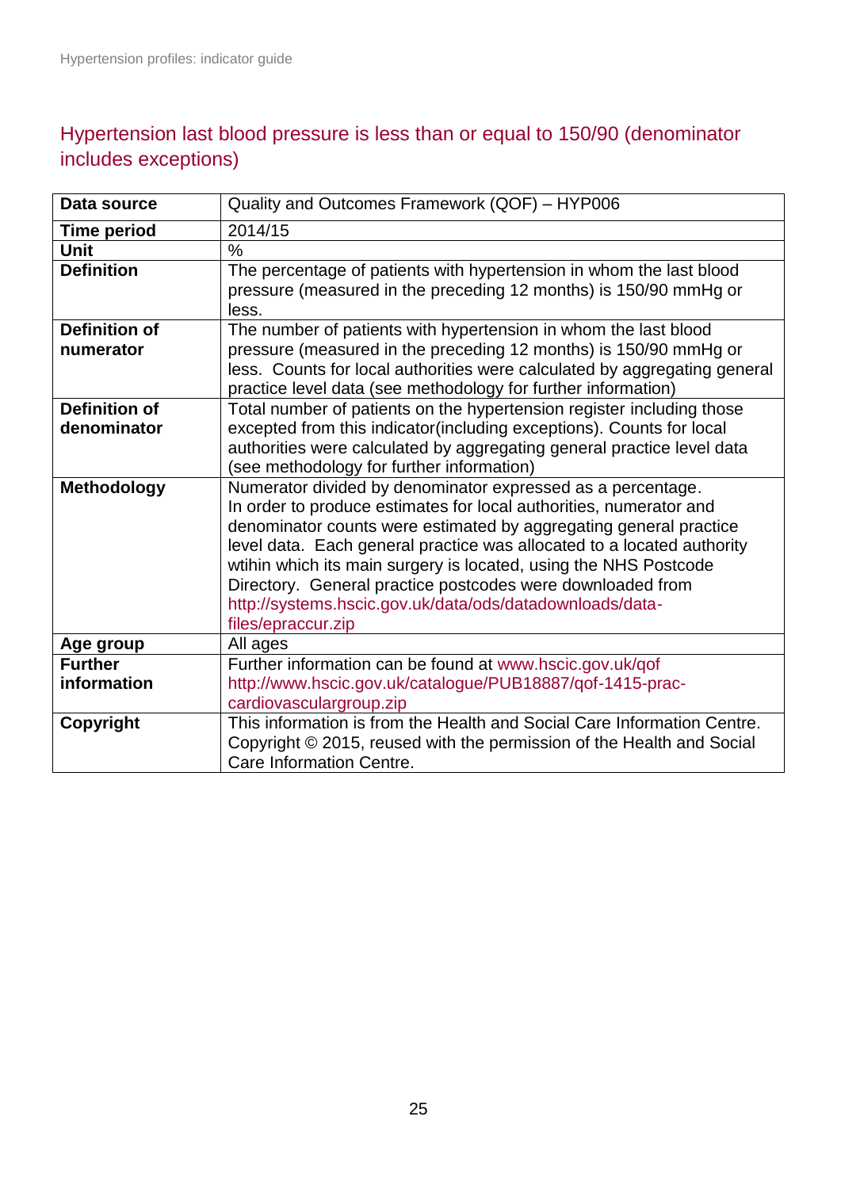## Hypertension last blood pressure is less than or equal to 150/90 (denominator includes exceptions)

| **Data source** | Quality and Outcomes Framework (QOF) – HYP006 |
|---|---|
| **Time period** | 2014/15 |
| **Unit** | % |
| **Definition** | The percentage of patients with hypertension in whom the last blood pressure (measured in the preceding 12 months) is 150/90 mmHg or less. |
| **Definition of numerator** | The number of patients with hypertension in whom the last blood pressure (measured in the preceding 12 months) is 150/90 mmHg or less. Counts for local authorities were calculated by aggregating general practice level data (see methodology for further information) |
| **Definition of denominator** | Total number of patients on the hypertension register including those excepted from this indicator(including exceptions). Counts for local authorities were calculated by aggregating general practice level data (see methodology for further information) |
| **Methodology** | Numerator divided by denominator expressed as a percentage. In order to produce estimates for local authorities, numerator and denominator counts were estimated by aggregating general practice level data. Each general practice was allocated to a located authority wtihin which its main surgery is located, using the NHS Postcode Directory. General practice postcodes were downloaded from http://systems.hscic.gov.uk/data/ods/datadownloads/data-files/epraccur.zip |
| **Age group** | All ages |
| **Further information** | Further information can be found at www.hscic.gov.uk/qof http://www.hscic.gov.uk/catalogue/PUB18887/qof-1415-prac-cardiovasculargroup.zip |
| **Copyright** | This information is from the Health and Social Care Information Centre. Copyright © 2015, reused with the permission of the Health and Social Care Information Centre. |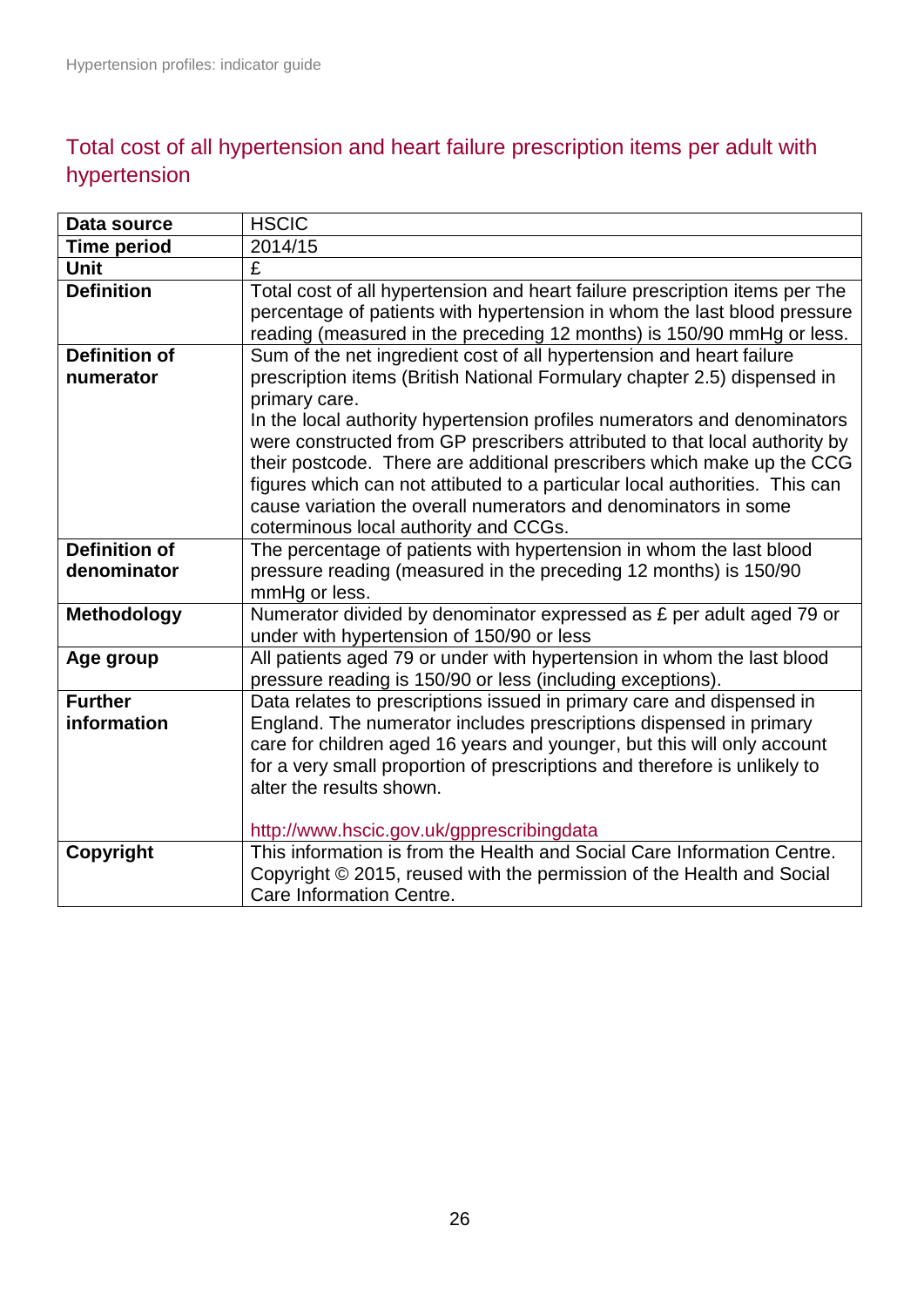## Total cost of all hypertension and heart failure prescription items per adult with hypertension

| | |
|---|---|
| **Data source** | HSCIC |
| **Time period** | 2014/15 |
| **Unit** | £ |
| **Definition** | Total cost of all hypertension and heart failure prescription items per The percentage of patients with hypertension in whom the last blood pressure reading (measured in the preceding 12 months) is 150/90 mmHg or less. |
| **Definition of numerator** | Sum of the net ingredient cost of all hypertension and heart failure prescription items (British National Formulary chapter 2.5) dispensed in primary care.<br>In the local authority hypertension profiles numerators and denominators were constructed from GP prescribers attributed to that local authority by their postcode. There are additional prescribers which make up the CCG figures which can not attibuted to a particular local authorities. This can cause variation the overall numerators and denominators in some coterminous local authority and CCGs. |
| **Definition of denominator** | The percentage of patients with hypertension in whom the last blood pressure reading (measured in the preceding 12 months) is 150/90 mmHg or less. |
| **Methodology** | Numerator divided by denominator expressed as £ per adult aged 79 or under with hypertension of 150/90 or less |
| **Age group** | All patients aged 79 or under with hypertension in whom the last blood pressure reading is 150/90 or less (including exceptions). |
| **Further information** | Data relates to prescriptions issued in primary care and dispensed in England. The numerator includes prescriptions dispensed in primary care for children aged 16 years and younger, but this will only account for a very small proportion of prescriptions and therefore is unlikely to alter the results shown.<br><br>http://www.hscic.gov.uk/gpprescribingdata |
| **Copyright** | This information is from the Health and Social Care Information Centre. Copyright © 2015, reused with the permission of the Health and Social Care Information Centre. |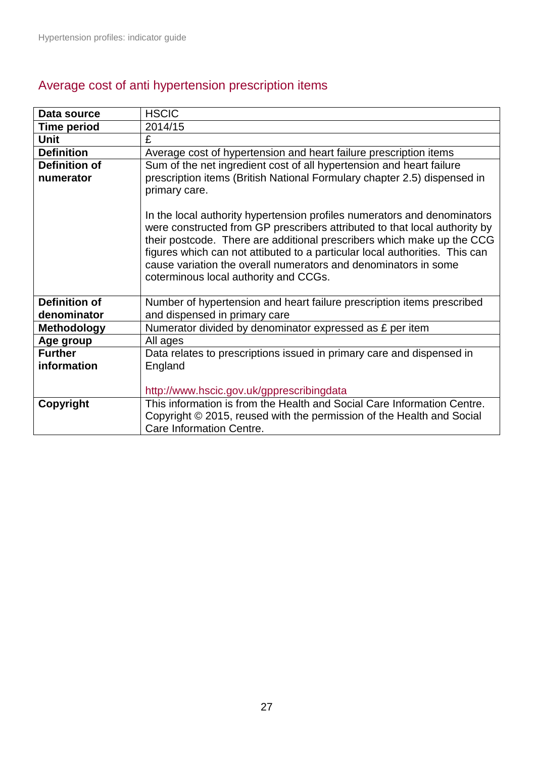## Average cost of anti hypertension prescription items

| | |
|---|---|
| **Data source** | HSCIC |
| **Time period** | 2014/15 |
| **Unit** | £ |
| **Definition** | Average cost of hypertension and heart failure prescription items |
| **Definition of numerator** | Sum of the net ingredient cost of all hypertension and heart failure prescription items (British National Formulary chapter 2.5) dispensed in primary care.<br><br>In the local authority hypertension profiles numerators and denominators were constructed from GP prescribers attributed to that local authority by their postcode. There are additional prescribers which make up the CCG figures which can not attibuted to a particular local authorities. This can cause variation the overall numerators and denominators in some coterminous local authority and CCGs. |
| **Definition of denominator** | Number of hypertension and heart failure prescription items prescribed and dispensed in primary care |
| **Methodology** | Numerator divided by denominator expressed as £ per item |
| **Age group** | All ages |
| **Further information** | Data relates to prescriptions issued in primary care and dispensed in England<br><br>http://www.hscic.gov.uk/gpprescribingdata |
| **Copyright** | This information is from the Health and Social Care Information Centre. Copyright © 2015, reused with the permission of the Health and Social Care Information Centre. |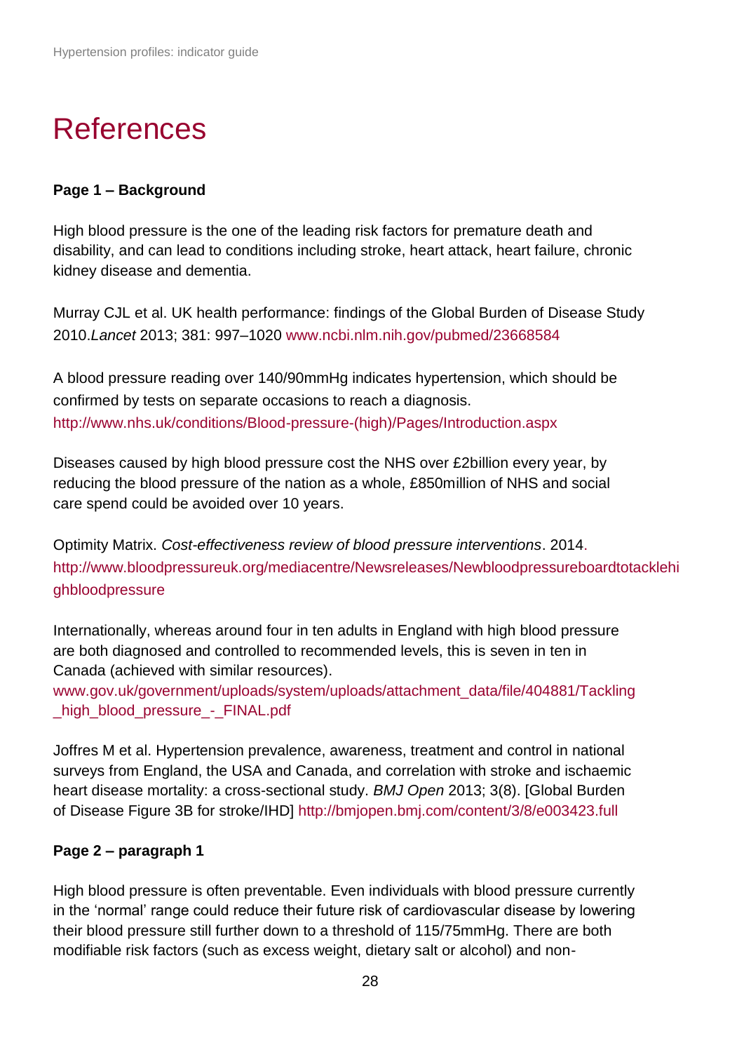# References

**Page 1 – Background**

High blood pressure is the one of the leading risk factors for premature death and disability, and can lead to conditions including stroke, heart attack, heart failure, chronic kidney disease and dementia.

Murray CJL et al. UK health performance: findings of the Global Burden of Disease Study 2010.*Lancet* 2013; 381: 997–1020 www.ncbi.nlm.nih.gov/pubmed/23668584

A blood pressure reading over 140/90mmHg indicates hypertension, which should be confirmed by tests on separate occasions to reach a diagnosis. http://www.nhs.uk/conditions/Blood-pressure-(high)/Pages/Introduction.aspx

Diseases caused by high blood pressure cost the NHS over £2billion every year, by reducing the blood pressure of the nation as a whole, £850million of NHS and social care spend could be avoided over 10 years.

Optimity Matrix. *Cost-effectiveness review of blood pressure interventions*. 2014. http://www.bloodpressureuk.org/mediacentre/Newsreleases/Newbloodpressureboardtotacklehighbloodpressure

Internationally, whereas around four in ten adults in England with high blood pressure are both diagnosed and controlled to recommended levels, this is seven in ten in Canada (achieved with similar resources). www.gov.uk/government/uploads/system/uploads/attachment_data/file/404881/Tackling_high_blood_pressure_-_FINAL.pdf

Joffres M et al. Hypertension prevalence, awareness, treatment and control in national surveys from England, the USA and Canada, and correlation with stroke and ischaemic heart disease mortality: a cross-sectional study. *BMJ Open* 2013; 3(8). [Global Burden of Disease Figure 3B for stroke/IHD] http://bmjopen.bmj.com/content/3/8/e003423.full

**Page 2 – paragraph 1**

High blood pressure is often preventable. Even individuals with blood pressure currently in the 'normal' range could reduce their future risk of cardiovascular disease by lowering their blood pressure still further down to a threshold of 115/75mmHg. There are both modifiable risk factors (such as excess weight, dietary salt or alcohol) and non-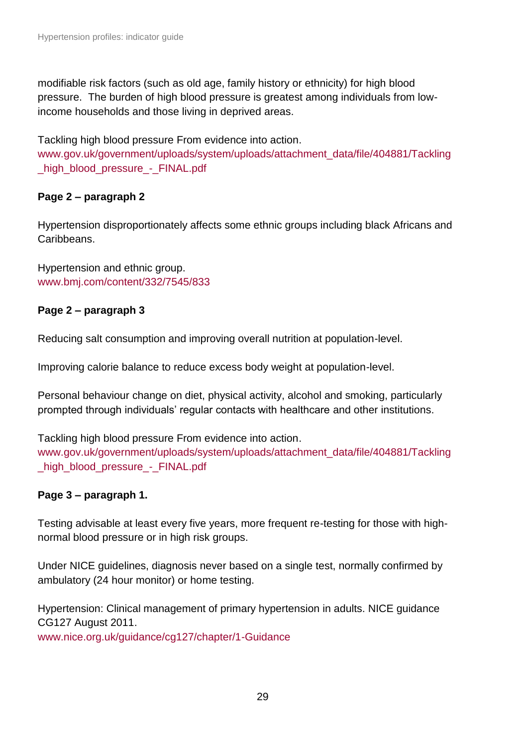modifiable risk factors (such as old age, family history or ethnicity) for high blood pressure. The burden of high blood pressure is greatest among individuals from low-income households and those living in deprived areas.

Tackling high blood pressure From evidence into action.
www.gov.uk/government/uploads/system/uploads/attachment_data/file/404881/Tackling_high_blood_pressure_-_FINAL.pdf

**Page 2 – paragraph 2**

Hypertension disproportionately affects some ethnic groups including black Africans and Caribbeans.

Hypertension and ethnic group.
www.bmj.com/content/332/7545/833

**Page 2 – paragraph 3**

Reducing salt consumption and improving overall nutrition at population-level.

Improving calorie balance to reduce excess body weight at population-level.

Personal behaviour change on diet, physical activity, alcohol and smoking, particularly prompted through individuals' regular contacts with healthcare and other institutions.

Tackling high blood pressure From evidence into action.
www.gov.uk/government/uploads/system/uploads/attachment_data/file/404881/Tackling_high_blood_pressure_-_FINAL.pdf

**Page 3 – paragraph 1.**

Testing advisable at least every five years, more frequent re-testing for those with high-normal blood pressure or in high risk groups.

Under NICE guidelines, diagnosis never based on a single test, normally confirmed by ambulatory (24 hour monitor) or home testing.

Hypertension: Clinical management of primary hypertension in adults. NICE guidance CG127 August 2011.
www.nice.org.uk/guidance/cg127/chapter/1-Guidance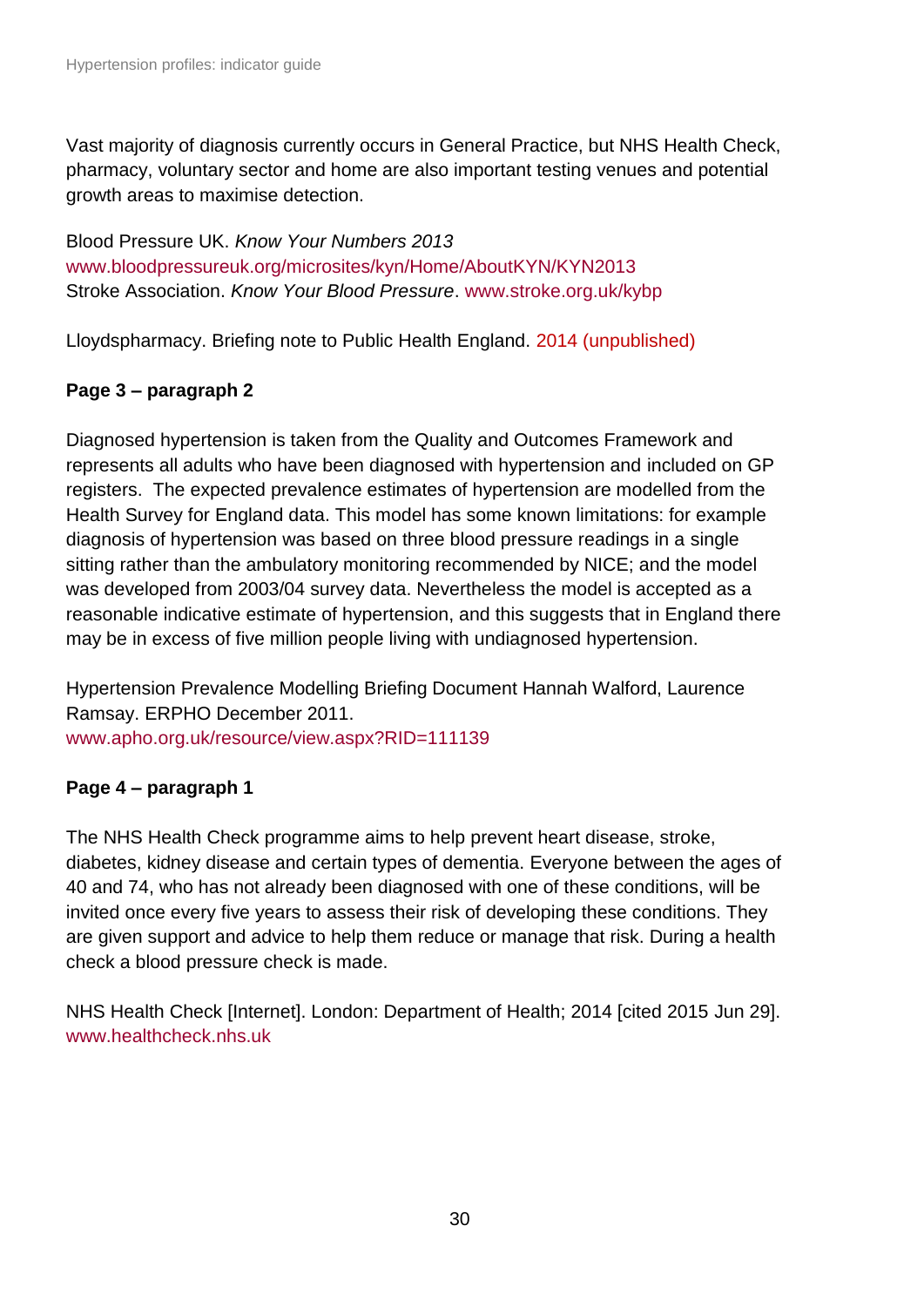Vast majority of diagnosis currently occurs in General Practice, but NHS Health Check, pharmacy, voluntary sector and home are also important testing venues and potential growth areas to maximise detection.

Blood Pressure UK. *Know Your Numbers 2013*
www.bloodpressureuk.org/microsites/kyn/Home/AboutKYN/KYN2013
Stroke Association. *Know Your Blood Pressure*. www.stroke.org.uk/kybp

Lloydspharmacy. Briefing note to Public Health England. 2014 (unpublished)

**Page 3 – paragraph 2**

Diagnosed hypertension is taken from the Quality and Outcomes Framework and represents all adults who have been diagnosed with hypertension and included on GP registers. The expected prevalence estimates of hypertension are modelled from the Health Survey for England data. This model has some known limitations: for example diagnosis of hypertension was based on three blood pressure readings in a single sitting rather than the ambulatory monitoring recommended by NICE; and the model was developed from 2003/04 survey data. Nevertheless the model is accepted as a reasonable indicative estimate of hypertension, and this suggests that in England there may be in excess of five million people living with undiagnosed hypertension.

Hypertension Prevalence Modelling Briefing Document Hannah Walford, Laurence Ramsay. ERPHO December 2011.
www.apho.org.uk/resource/view.aspx?RID=111139

**Page 4 – paragraph 1**

The NHS Health Check programme aims to help prevent heart disease, stroke, diabetes, kidney disease and certain types of dementia. Everyone between the ages of 40 and 74, who has not already been diagnosed with one of these conditions, will be invited once every five years to assess their risk of developing these conditions. They are given support and advice to help them reduce or manage that risk. During a health check a blood pressure check is made.

NHS Health Check [Internet]. London: Department of Health; 2014 [cited 2015 Jun 29].
www.healthcheck.nhs.uk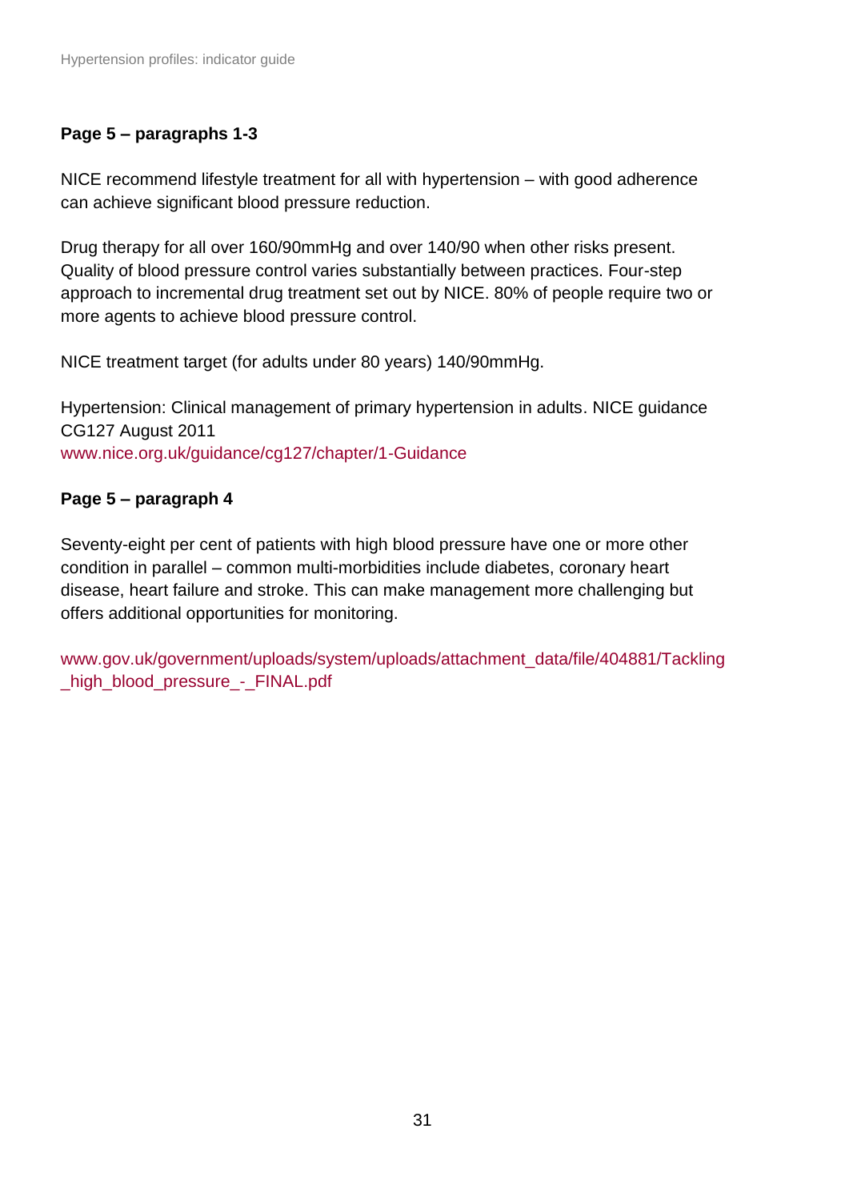**Page 5 – paragraphs 1-3**

NICE recommend lifestyle treatment for all with hypertension – with good adherence can achieve significant blood pressure reduction.

Drug therapy for all over 160/90mmHg and over 140/90 when other risks present. Quality of blood pressure control varies substantially between practices. Four-step approach to incremental drug treatment set out by NICE. 80% of people require two or more agents to achieve blood pressure control.

NICE treatment target (for adults under 80 years) 140/90mmHg.

Hypertension: Clinical management of primary hypertension in adults. NICE guidance CG127 August 2011
www.nice.org.uk/guidance/cg127/chapter/1-Guidance

**Page 5 – paragraph 4**

Seventy-eight per cent of patients with high blood pressure have one or more other condition in parallel – common multi-morbidities include diabetes, coronary heart disease, heart failure and stroke. This can make management more challenging but offers additional opportunities for monitoring.

www.gov.uk/government/uploads/system/uploads/attachment_data/file/404881/Tackling_high_blood_pressure_-_FINAL.pdf